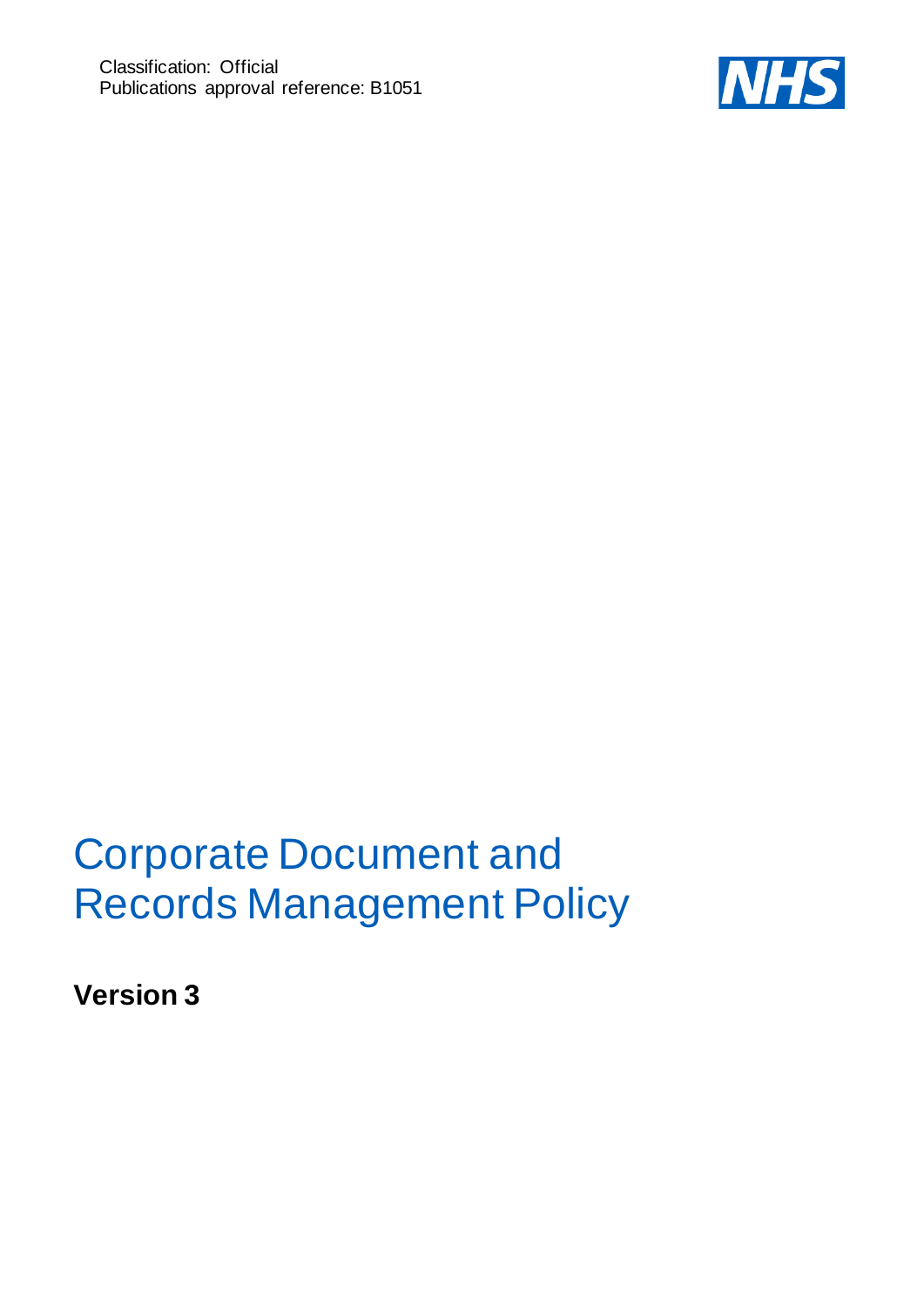Classification: Official
Publications approval reference: B1051

# Corporate Document and Records Management Policy

**Version 3**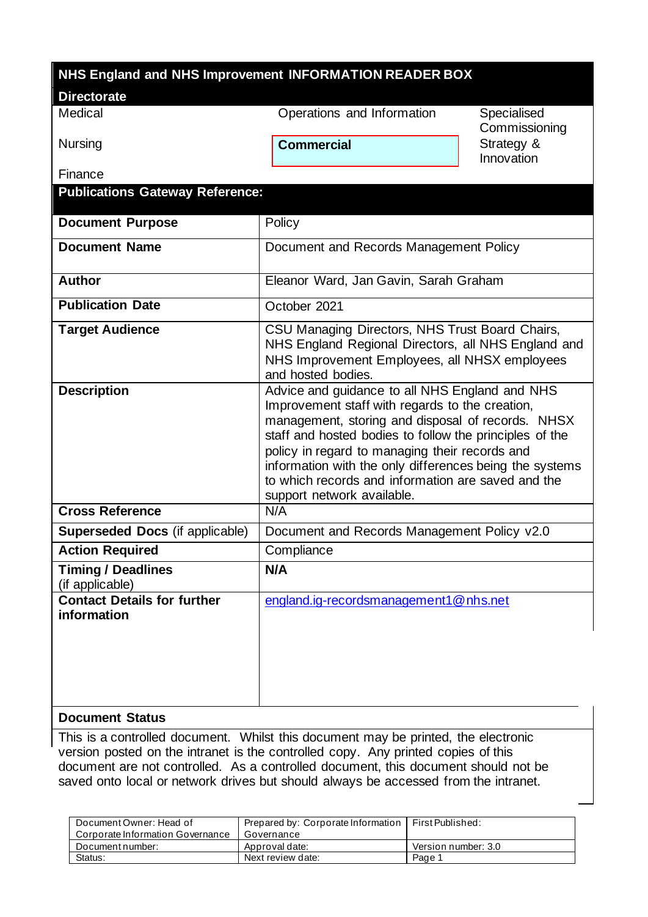## NHS England and NHS Improvement INFORMATION READER BOX

**Directorate**

| | | |
|---|---|---|
| Medical | Operations and Information | Specialised Commissioning |
| Nursing | **Commercial** | Strategy & Innovation |
| Finance | | |

**Publications Gateway Reference:**

| | |
|---|---|
| **Document Purpose** | Policy |
| **Document Name** | Document and Records Management Policy |
| **Author** | Eleanor Ward, Jan Gavin, Sarah Graham |
| **Publication Date** | October 2021 |
| **Target Audience** | CSU Managing Directors, NHS Trust Board Chairs, NHS England Regional Directors, all NHS England and NHS Improvement Employees, all NHSX employees and hosted bodies. |
| **Description** | Advice and guidance to all NHS England and NHS Improvement staff with regards to the creation, management, storing and disposal of records. NHSX staff and hosted bodies to follow the principles of the policy in regard to managing their records and information with the only differences being the systems to which records and information are saved and the support network available. |
| **Cross Reference** | N/A |
| **Superseded Docs** (if applicable) | Document and Records Management Policy v2.0 |
| **Action Required** | Compliance |
| **Timing / Deadlines** (if applicable) | **N/A** |
| **Contact Details for further information** | england.ig-recordsmanagement1@nhs.net |

**Document Status**

This is a controlled document. Whilst this document may be printed, the electronic version posted on the intranet is the controlled copy. Any printed copies of this document are not controlled. As a controlled document, this document should not be saved onto local or network drives but should always be accessed from the intranet.

| | | |
|---|---|---|
| Document Owner: Head of Corporate Information Governance | Prepared by: Corporate Information Governance | First Published: |
| Document number: | Approval date: | Version number: 3.0 |
| Status: | Next review date: | Page 1 |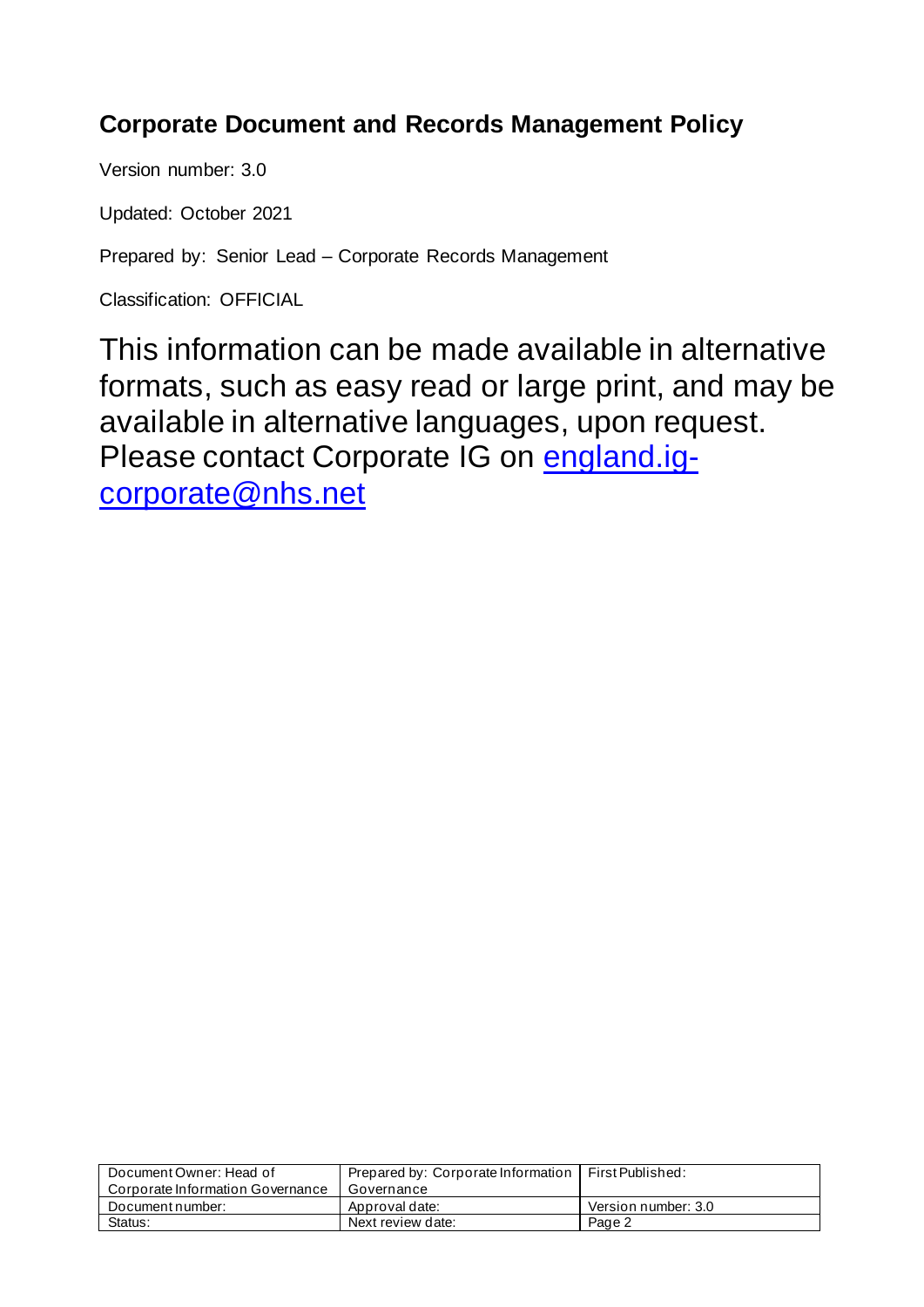## Corporate Document and Records Management Policy

Version number: 3.0

Updated: October 2021

Prepared by: Senior Lead – Corporate Records Management

Classification: OFFICIAL

This information can be made available in alternative formats, such as easy read or large print, and may be available in alternative languages, upon request. Please contact Corporate IG on [england.ig-corporate@nhs.net](mailto:england.ig-corporate@nhs.net)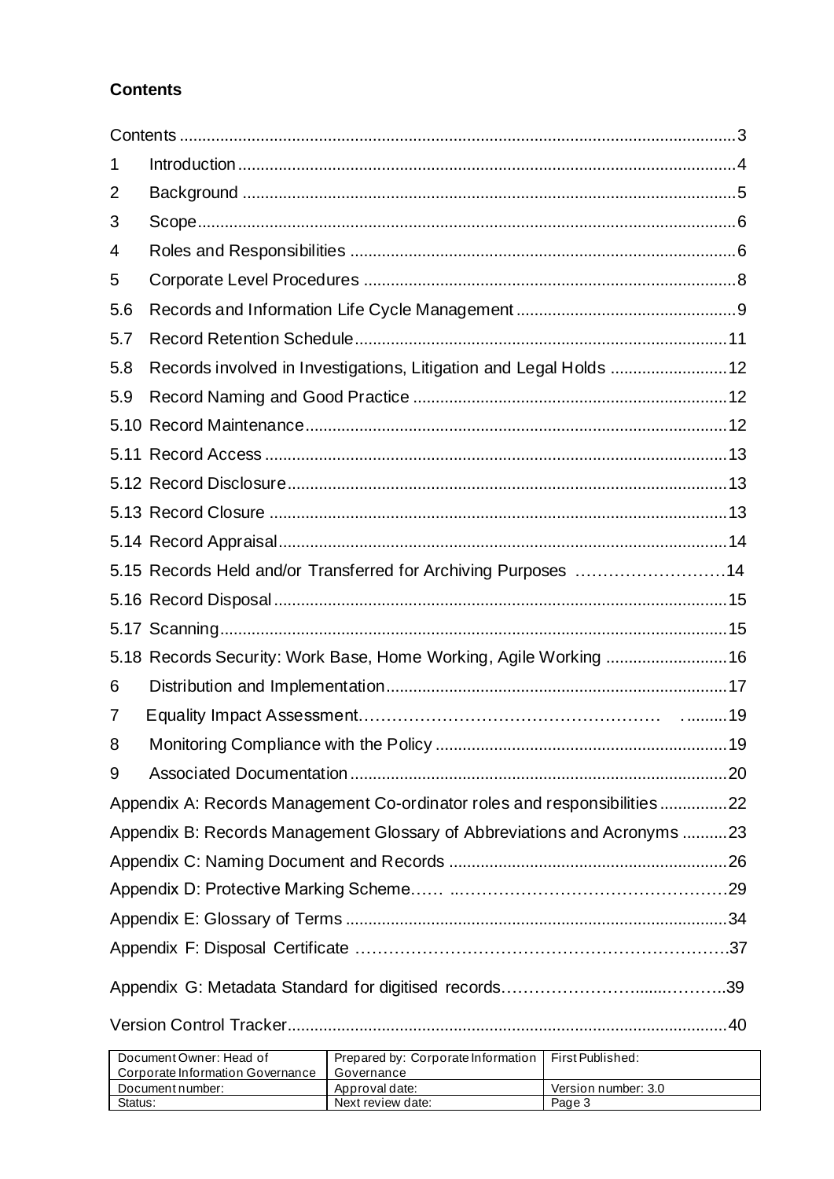**Contents**

| | | |
|---|---|---|
| Contents | | 3 |
| 1 | Introduction | 4 |
| 2 | Background | 5 |
| 3 | Scope | 6 |
| 4 | Roles and Responsibilities | 6 |
| 5 | Corporate Level Procedures | 8 |
| 5.6 | Records and Information Life Cycle Management | 9 |
| 5.7 | Record Retention Schedule | 11 |
| 5.8 | Records involved in Investigations, Litigation and Legal Holds | 12 |
| 5.9 | Record Naming and Good Practice | 12 |
| 5.10 | Record Maintenance | 12 |
| 5.11 | Record Access | 13 |
| 5.12 | Record Disclosure | 13 |
| 5.13 | Record Closure | 13 |
| 5.14 | Record Appraisal | 14 |
| 5.15 | Records Held and/or Transferred for Archiving Purposes | 14 |
| 5.16 | Record Disposal | 15 |
| 5.17 | Scanning | 15 |
| 5.18 | Records Security: Work Base, Home Working, Agile Working | 16 |
| 6 | Distribution and Implementation | 17 |
| 7 | Equality Impact Assessment | 19 |
| 8 | Monitoring Compliance with the Policy | 19 |
| 9 | Associated Documentation | 20 |
| Appendix A: Records Management Co-ordinator roles and responsibilities | | 22 |
| Appendix B: Records Management Glossary of Abbreviations and Acronyms | | 23 |
| Appendix C: Naming Document and Records | | 26 |
| Appendix D: Protective Marking Scheme | | 29 |
| Appendix E: Glossary of Terms | | 34 |
| Appendix F: Disposal Certificate | | 37 |
| Appendix G: Metadata Standard for digitised records | | 39 |
| Version Control Tracker | | 40 |

| Document Owner: Head of Corporate Information Governance | Prepared by: Corporate Information Governance | First Published: |
|---|---|---|
| Document number: | Approval date: | Version number: 3.0 |
| Status: | Next review date: | Page 3 |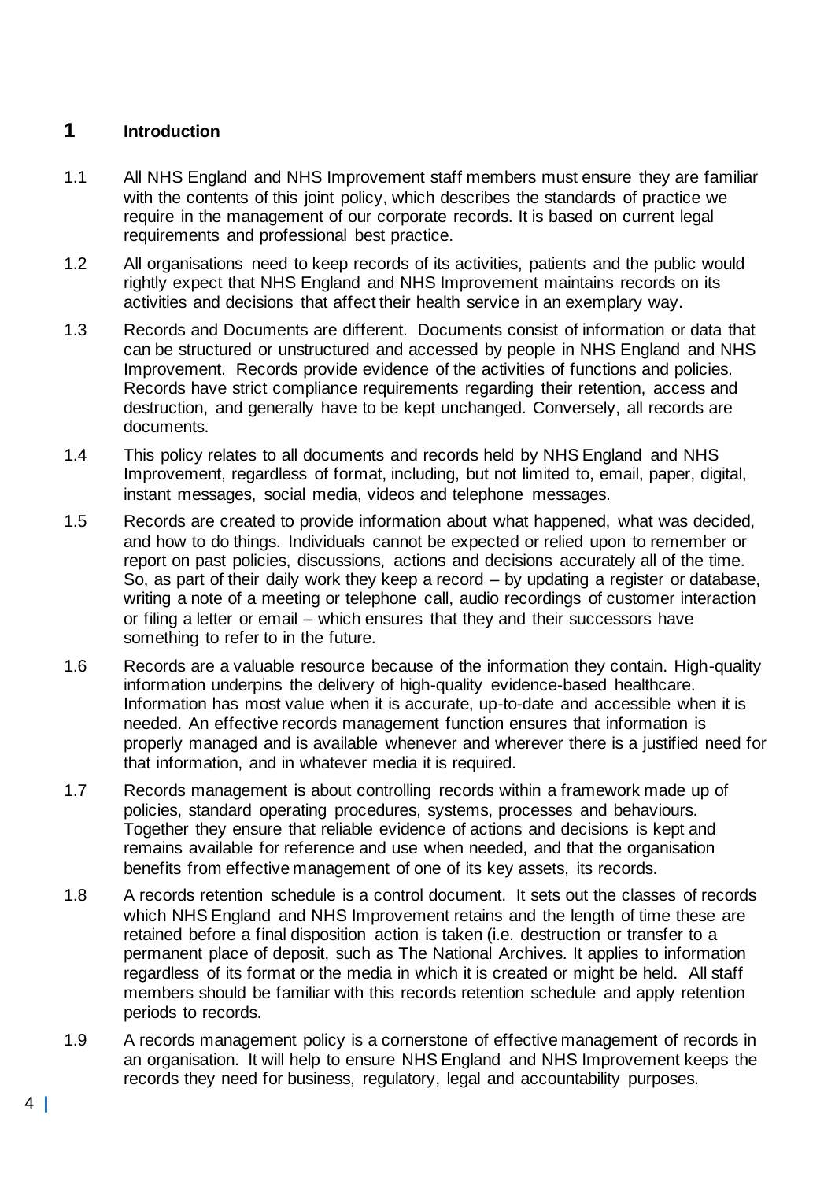# 1 Introduction

1.1 All NHS England and NHS Improvement staff members must ensure they are familiar with the contents of this joint policy, which describes the standards of practice we require in the management of our corporate records. It is based on current legal requirements and professional best practice.

1.2 All organisations need to keep records of its activities, patients and the public would rightly expect that NHS England and NHS Improvement maintains records on its activities and decisions that affect their health service in an exemplary way.

1.3 Records and Documents are different. Documents consist of information or data that can be structured or unstructured and accessed by people in NHS England and NHS Improvement. Records provide evidence of the activities of functions and policies. Records have strict compliance requirements regarding their retention, access and destruction, and generally have to be kept unchanged. Conversely, all records are documents.

1.4 This policy relates to all documents and records held by NHS England and NHS Improvement, regardless of format, including, but not limited to, email, paper, digital, instant messages, social media, videos and telephone messages.

1.5 Records are created to provide information about what happened, what was decided, and how to do things. Individuals cannot be expected or relied upon to remember or report on past policies, discussions, actions and decisions accurately all of the time. So, as part of their daily work they keep a record – by updating a register or database, writing a note of a meeting or telephone call, audio recordings of customer interaction or filing a letter or email – which ensures that they and their successors have something to refer to in the future.

1.6 Records are a valuable resource because of the information they contain. High-quality information underpins the delivery of high-quality evidence-based healthcare. Information has most value when it is accurate, up-to-date and accessible when it is needed. An effective records management function ensures that information is properly managed and is available whenever and wherever there is a justified need for that information, and in whatever media it is required.

1.7 Records management is about controlling records within a framework made up of policies, standard operating procedures, systems, processes and behaviours. Together they ensure that reliable evidence of actions and decisions is kept and remains available for reference and use when needed, and that the organisation benefits from effective management of one of its key assets, its records.

1.8 A records retention schedule is a control document. It sets out the classes of records which NHS England and NHS Improvement retains and the length of time these are retained before a final disposition action is taken (i.e. destruction or transfer to a permanent place of deposit, such as The National Archives. It applies to information regardless of its format or the media in which it is created or might be held. All staff members should be familiar with this records retention schedule and apply retention periods to records.

1.9 A records management policy is a cornerstone of effective management of records in an organisation. It will help to ensure NHS England and NHS Improvement keeps the records they need for business, regulatory, legal and accountability purposes.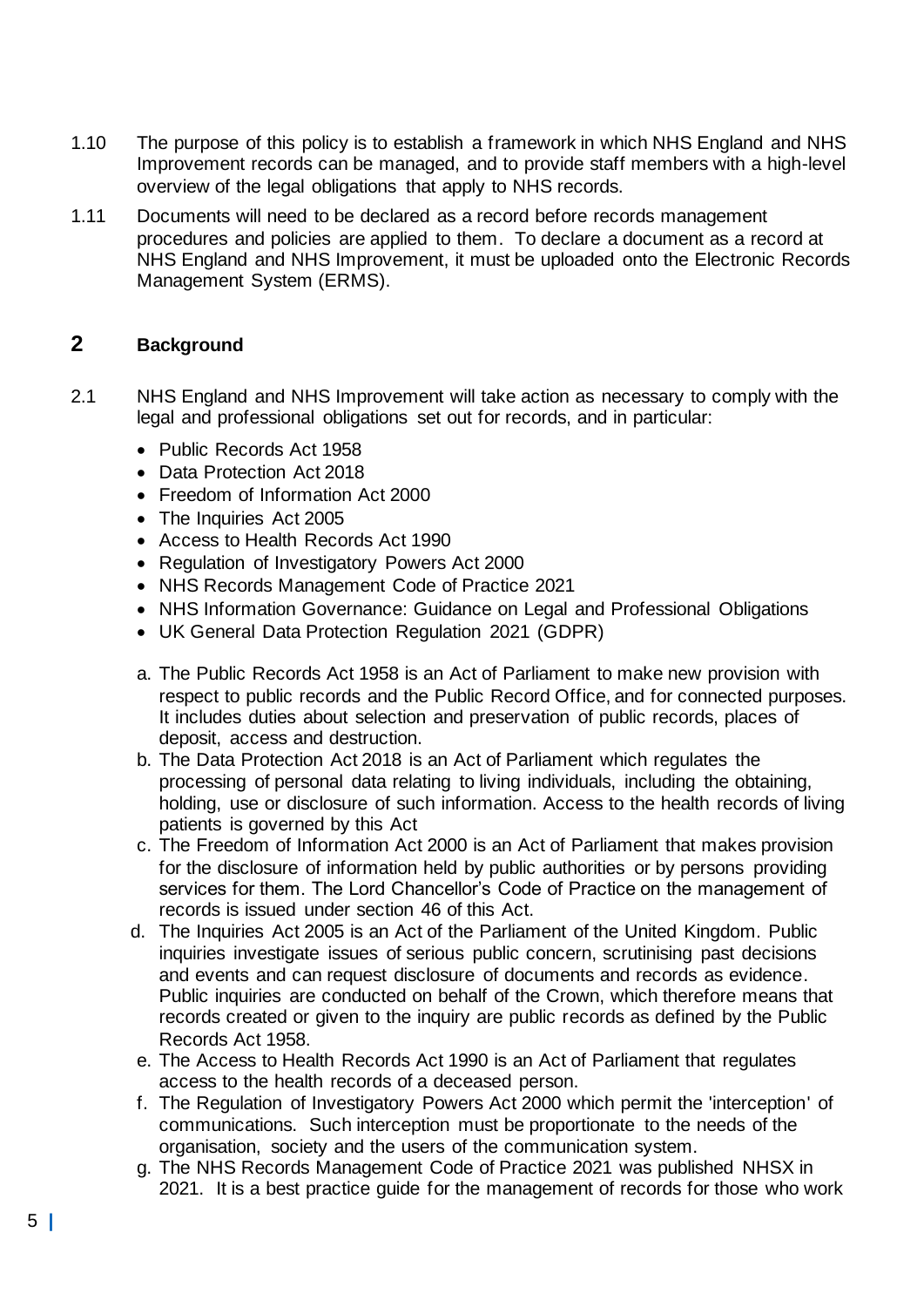1.10 The purpose of this policy is to establish a framework in which NHS England and NHS Improvement records can be managed, and to provide staff members with a high-level overview of the legal obligations that apply to NHS records.

1.11 Documents will need to be declared as a record before records management procedures and policies are applied to them. To declare a document as a record at NHS England and NHS Improvement, it must be uploaded onto the Electronic Records Management System (ERMS).

## 2 Background

2.1 NHS England and NHS Improvement will take action as necessary to comply with the legal and professional obligations set out for records, and in particular:

- Public Records Act 1958
- Data Protection Act 2018
- Freedom of Information Act 2000
- The Inquiries Act 2005
- Access to Health Records Act 1990
- Regulation of Investigatory Powers Act 2000
- NHS Records Management Code of Practice 2021
- NHS Information Governance: Guidance on Legal and Professional Obligations
- UK General Data Protection Regulation 2021 (GDPR)

a. The Public Records Act 1958 is an Act of Parliament to make new provision with respect to public records and the Public Record Office, and for connected purposes. It includes duties about selection and preservation of public records, places of deposit, access and destruction.

b. The Data Protection Act 2018 is an Act of Parliament which regulates the processing of personal data relating to living individuals, including the obtaining, holding, use or disclosure of such information. Access to the health records of living patients is governed by this Act

c. The Freedom of Information Act 2000 is an Act of Parliament that makes provision for the disclosure of information held by public authorities or by persons providing services for them. The Lord Chancellor's Code of Practice on the management of records is issued under section 46 of this Act.

d. The Inquiries Act 2005 is an Act of the Parliament of the United Kingdom. Public inquiries investigate issues of serious public concern, scrutinising past decisions and events and can request disclosure of documents and records as evidence. Public inquiries are conducted on behalf of the Crown, which therefore means that records created or given to the inquiry are public records as defined by the Public Records Act 1958.

e. The Access to Health Records Act 1990 is an Act of Parliament that regulates access to the health records of a deceased person.

f. The Regulation of Investigatory Powers Act 2000 which permit the 'interception' of communications. Such interception must be proportionate to the needs of the organisation, society and the users of the communication system.

g. The NHS Records Management Code of Practice 2021 was published NHSX in 2021. It is a best practice guide for the management of records for those who work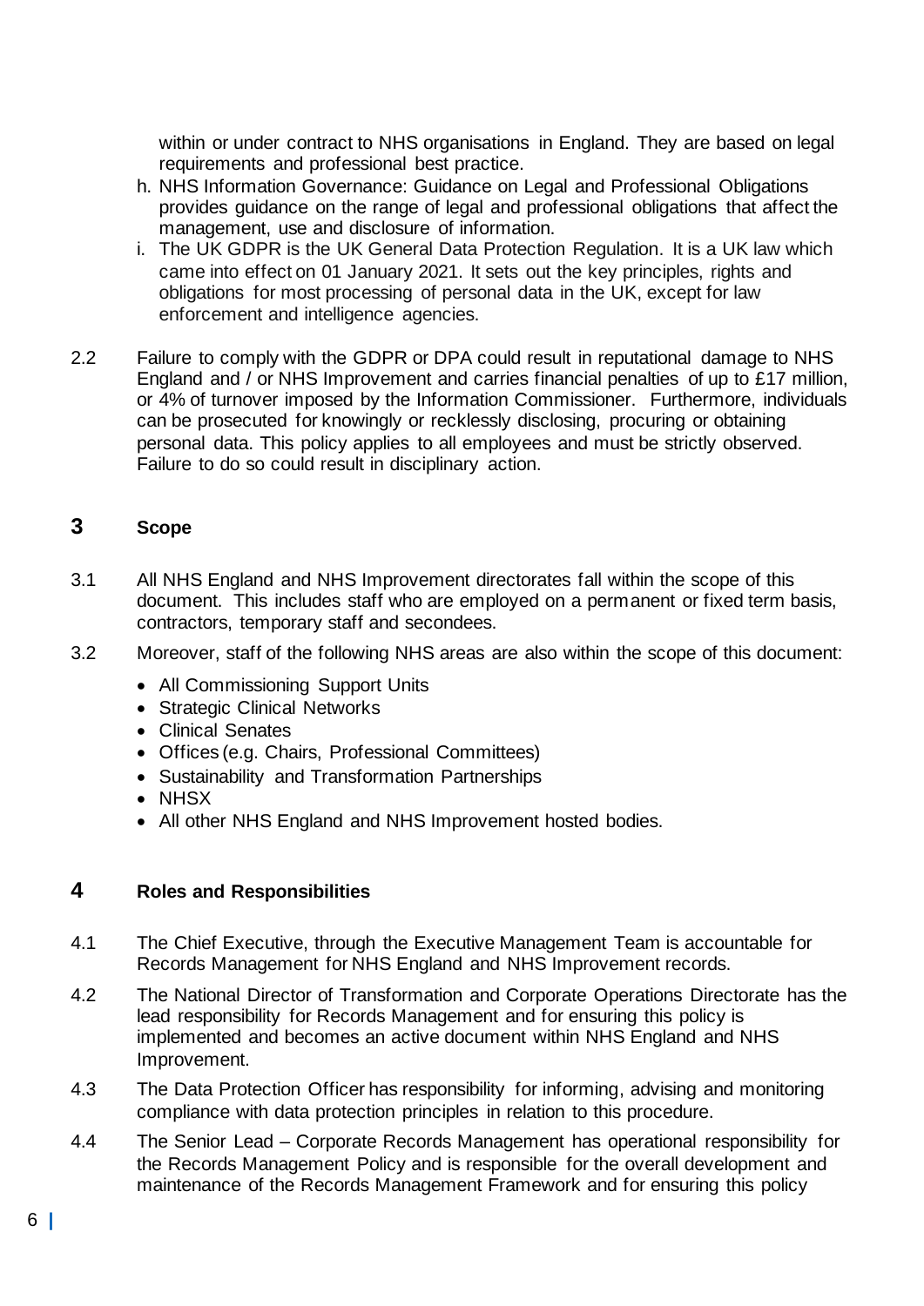within or under contract to NHS organisations in England. They are based on legal requirements and professional best practice.

h. NHS Information Governance: Guidance on Legal and Professional Obligations provides guidance on the range of legal and professional obligations that affect the management, use and disclosure of information.
i. The UK GDPR is the UK General Data Protection Regulation. It is a UK law which came into effect on 01 January 2021. It sets out the key principles, rights and obligations for most processing of personal data in the UK, except for law enforcement and intelligence agencies.

2.2 Failure to comply with the GDPR or DPA could result in reputational damage to NHS England and / or NHS Improvement and carries financial penalties of up to £17 million, or 4% of turnover imposed by the Information Commissioner. Furthermore, individuals can be prosecuted for knowingly or recklessly disclosing, procuring or obtaining personal data. This policy applies to all employees and must be strictly observed. Failure to do so could result in disciplinary action.

## 3 Scope

3.1 All NHS England and NHS Improvement directorates fall within the scope of this document. This includes staff who are employed on a permanent or fixed term basis, contractors, temporary staff and secondees.

3.2 Moreover, staff of the following NHS areas are also within the scope of this document:

- All Commissioning Support Units
- Strategic Clinical Networks
- Clinical Senates
- Offices (e.g. Chairs, Professional Committees)
- Sustainability and Transformation Partnerships
- NHSX
- All other NHS England and NHS Improvement hosted bodies.

## 4 Roles and Responsibilities

4.1 The Chief Executive, through the Executive Management Team is accountable for Records Management for NHS England and NHS Improvement records.

4.2 The National Director of Transformation and Corporate Operations Directorate has the lead responsibility for Records Management and for ensuring this policy is implemented and becomes an active document within NHS England and NHS Improvement.

4.3 The Data Protection Officer has responsibility for informing, advising and monitoring compliance with data protection principles in relation to this procedure.

4.4 The Senior Lead – Corporate Records Management has operational responsibility for the Records Management Policy and is responsible for the overall development and maintenance of the Records Management Framework and for ensuring this policy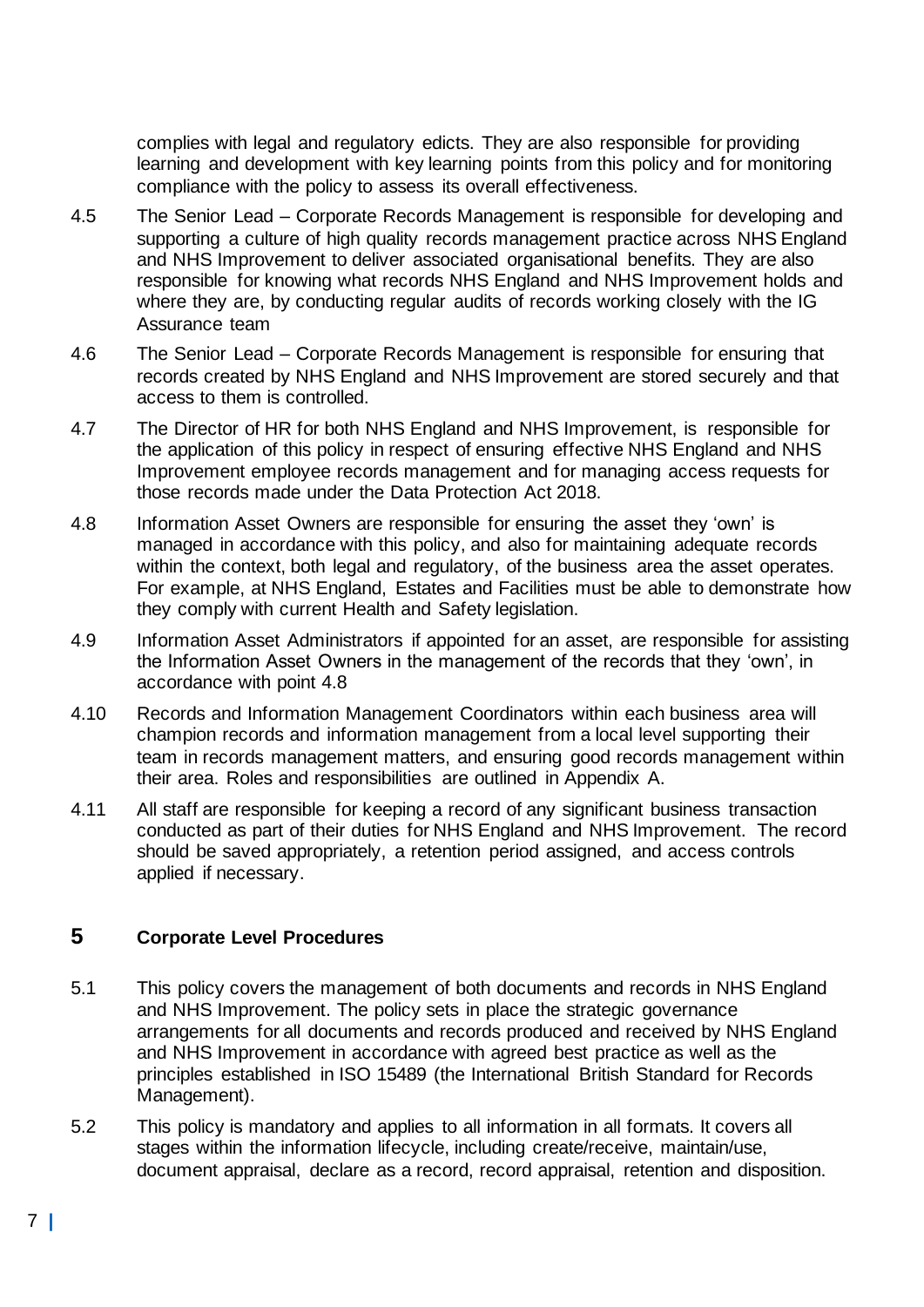complies with legal and regulatory edicts. They are also responsible for providing learning and development with key learning points from this policy and for monitoring compliance with the policy to assess its overall effectiveness.

4.5 The Senior Lead – Corporate Records Management is responsible for developing and supporting a culture of high quality records management practice across NHS England and NHS Improvement to deliver associated organisational benefits. They are also responsible for knowing what records NHS England and NHS Improvement holds and where they are, by conducting regular audits of records working closely with the IG Assurance team

4.6 The Senior Lead – Corporate Records Management is responsible for ensuring that records created by NHS England and NHS Improvement are stored securely and that access to them is controlled.

4.7 The Director of HR for both NHS England and NHS Improvement, is responsible for the application of this policy in respect of ensuring effective NHS England and NHS Improvement employee records management and for managing access requests for those records made under the Data Protection Act 2018.

4.8 Information Asset Owners are responsible for ensuring the asset they 'own' is managed in accordance with this policy, and also for maintaining adequate records within the context, both legal and regulatory, of the business area the asset operates. For example, at NHS England, Estates and Facilities must be able to demonstrate how they comply with current Health and Safety legislation.

4.9 Information Asset Administrators if appointed for an asset, are responsible for assisting the Information Asset Owners in the management of the records that they 'own', in accordance with point 4.8

4.10 Records and Information Management Coordinators within each business area will champion records and information management from a local level supporting their team in records management matters, and ensuring good records management within their area. Roles and responsibilities are outlined in Appendix A.

4.11 All staff are responsible for keeping a record of any significant business transaction conducted as part of their duties for NHS England and NHS Improvement. The record should be saved appropriately, a retention period assigned, and access controls applied if necessary.

## 5 Corporate Level Procedures

5.1 This policy covers the management of both documents and records in NHS England and NHS Improvement. The policy sets in place the strategic governance arrangements for all documents and records produced and received by NHS England and NHS Improvement in accordance with agreed best practice as well as the principles established in ISO 15489 (the International British Standard for Records Management).

5.2 This policy is mandatory and applies to all information in all formats. It covers all stages within the information lifecycle, including create/receive, maintain/use, document appraisal, declare as a record, record appraisal, retention and disposition.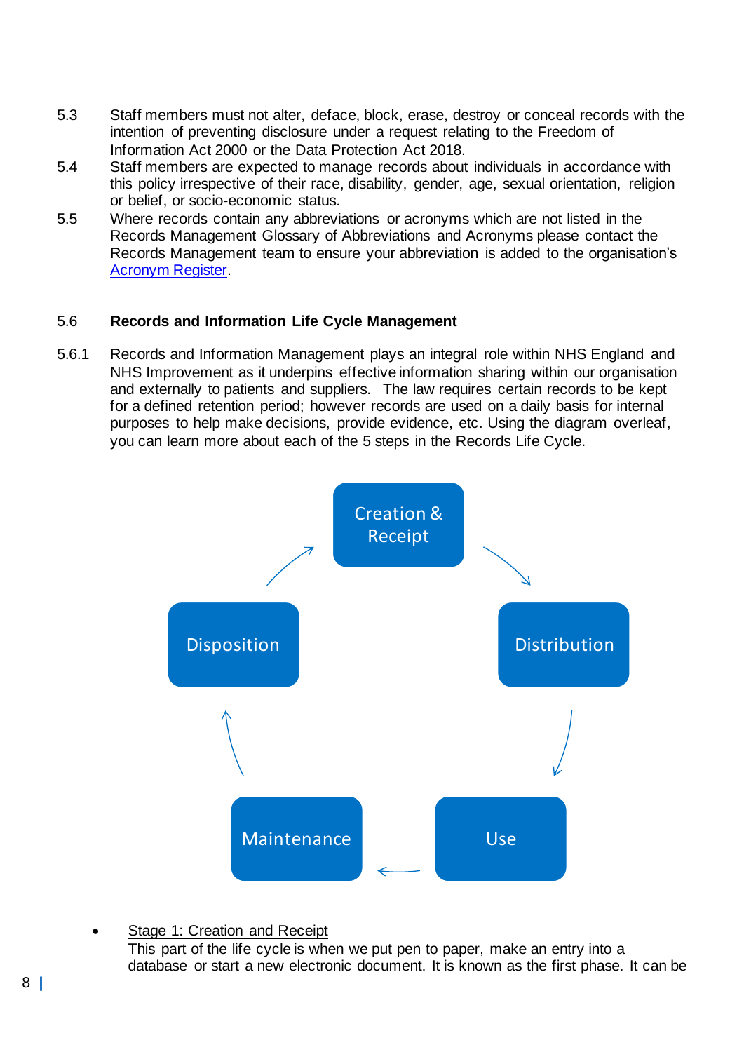5.3 Staff members must not alter, deface, block, erase, destroy or conceal records with the intention of preventing disclosure under a request relating to the Freedom of Information Act 2000 or the Data Protection Act 2018.

5.4 Staff members are expected to manage records about individuals in accordance with this policy irrespective of their race, disability, gender, age, sexual orientation, religion or belief, or socio-economic status.

5.5 Where records contain any abbreviations or acronyms which are not listed in the Records Management Glossary of Abbreviations and Acronyms please contact the Records Management team to ensure your abbreviation is added to the organisation's [Acronym Register](Acronym Register).

### 5.6 Records and Information Life Cycle Management

5.6.1 Records and Information Management plays an integral role within NHS England and NHS Improvement as it underpins effective information sharing within our organisation and externally to patients and suppliers. The law requires certain records to be kept for a defined retention period; however records are used on a daily basis for internal purposes to help make decisions, provide evidence, etc. Using the diagram overleaf, you can learn more about each of the 5 steps in the Records Life Cycle.

Creation & Receipt → Distribution → Use → Maintenance → Disposition → Creation & Receipt

- Stage 1: Creation and Receipt
  This part of the life cycle is when we put pen to paper, make an entry into a database or start a new electronic document. It is known as the first phase. It can be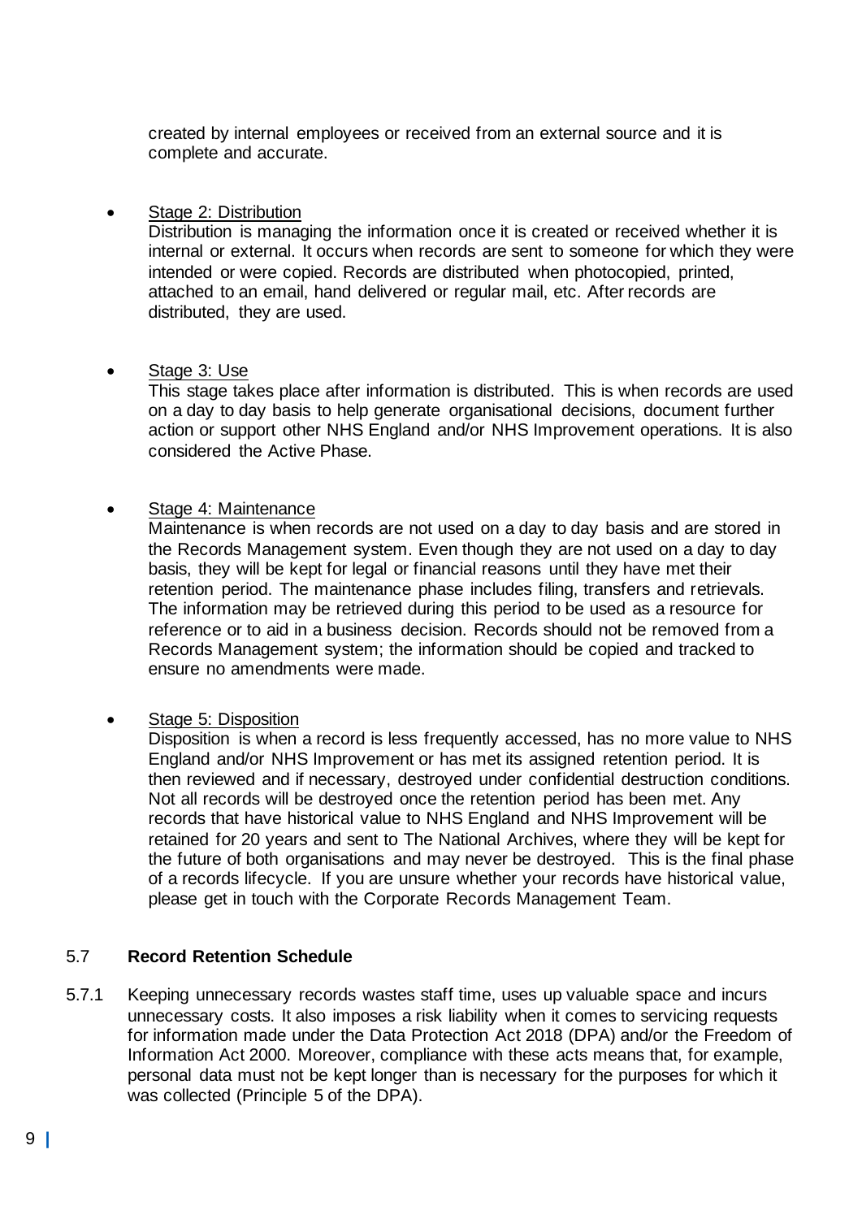created by internal employees or received from an external source and it is complete and accurate.

- Stage 2: Distribution
  Distribution is managing the information once it is created or received whether it is internal or external. It occurs when records are sent to someone for which they were intended or were copied. Records are distributed when photocopied, printed, attached to an email, hand delivered or regular mail, etc. After records are distributed, they are used.

- Stage 3: Use
  This stage takes place after information is distributed. This is when records are used on a day to day basis to help generate organisational decisions, document further action or support other NHS England and/or NHS Improvement operations. It is also considered the Active Phase.

- Stage 4: Maintenance
  Maintenance is when records are not used on a day to day basis and are stored in the Records Management system. Even though they are not used on a day to day basis, they will be kept for legal or financial reasons until they have met their retention period. The maintenance phase includes filing, transfers and retrievals. The information may be retrieved during this period to be used as a resource for reference or to aid in a business decision. Records should not be removed from a Records Management system; the information should be copied and tracked to ensure no amendments were made.

- Stage 5: Disposition
  Disposition is when a record is less frequently accessed, has no more value to NHS England and/or NHS Improvement or has met its assigned retention period. It is then reviewed and if necessary, destroyed under confidential destruction conditions. Not all records will be destroyed once the retention period has been met. Any records that have historical value to NHS England and NHS Improvement will be retained for 20 years and sent to The National Archives, where they will be kept for the future of both organisations and may never be destroyed. This is the final phase of a records lifecycle. If you are unsure whether your records have historical value, please get in touch with the Corporate Records Management Team.

### 5.7 Record Retention Schedule

5.7.1 Keeping unnecessary records wastes staff time, uses up valuable space and incurs unnecessary costs. It also imposes a risk liability when it comes to servicing requests for information made under the Data Protection Act 2018 (DPA) and/or the Freedom of Information Act 2000. Moreover, compliance with these acts means that, for example, personal data must not be kept longer than is necessary for the purposes for which it was collected (Principle 5 of the DPA).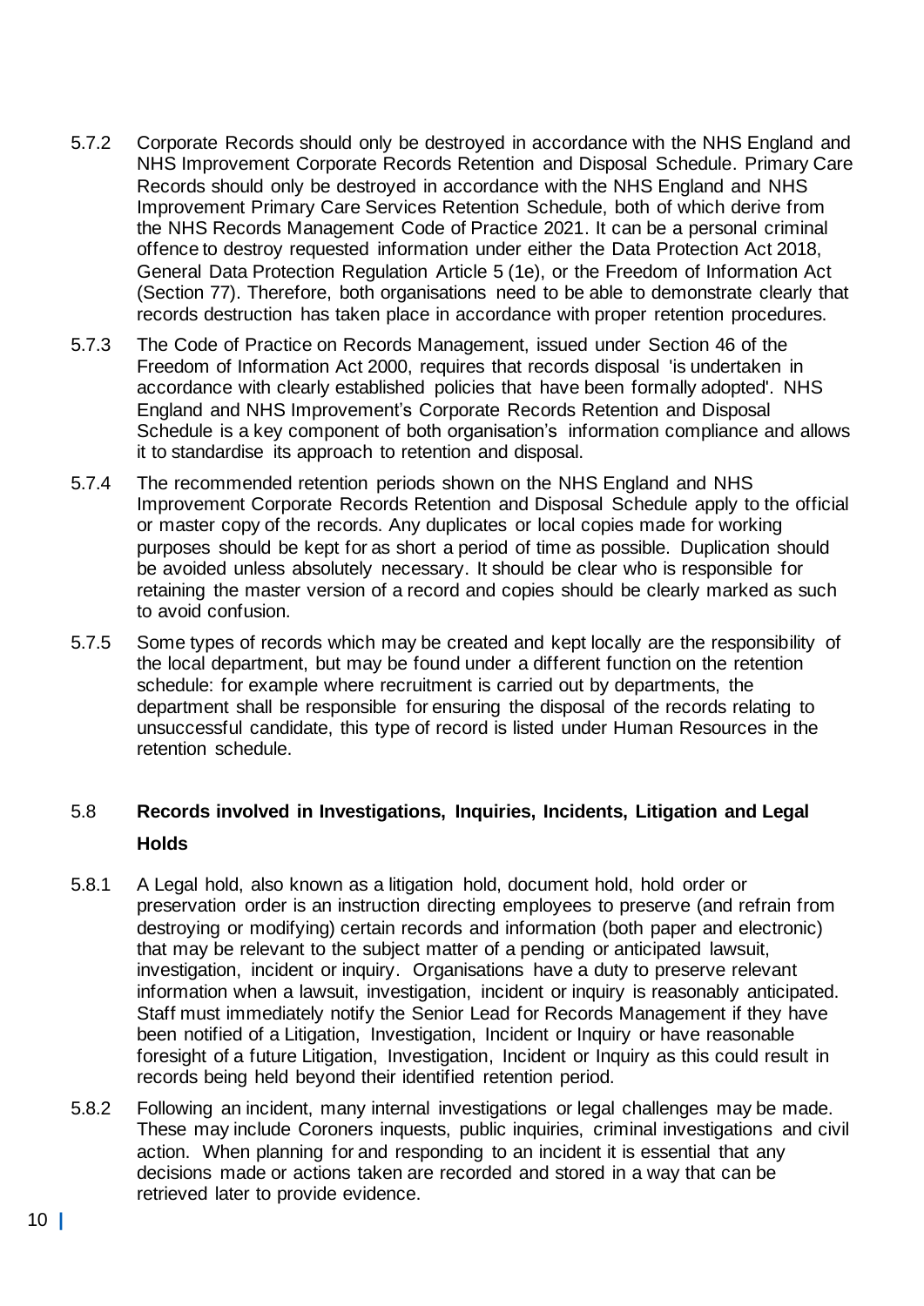5.7.2 Corporate Records should only be destroyed in accordance with the NHS England and NHS Improvement Corporate Records Retention and Disposal Schedule. Primary Care Records should only be destroyed in accordance with the NHS England and NHS Improvement Primary Care Services Retention Schedule, both of which derive from the NHS Records Management Code of Practice 2021. It can be a personal criminal offence to destroy requested information under either the Data Protection Act 2018, General Data Protection Regulation Article 5 (1e), or the Freedom of Information Act (Section 77). Therefore, both organisations need to be able to demonstrate clearly that records destruction has taken place in accordance with proper retention procedures.

5.7.3 The Code of Practice on Records Management, issued under Section 46 of the Freedom of Information Act 2000, requires that records disposal 'is undertaken in accordance with clearly established policies that have been formally adopted'. NHS England and NHS Improvement's Corporate Records Retention and Disposal Schedule is a key component of both organisation's information compliance and allows it to standardise its approach to retention and disposal.

5.7.4 The recommended retention periods shown on the NHS England and NHS Improvement Corporate Records Retention and Disposal Schedule apply to the official or master copy of the records. Any duplicates or local copies made for working purposes should be kept for as short a period of time as possible. Duplication should be avoided unless absolutely necessary. It should be clear who is responsible for retaining the master version of a record and copies should be clearly marked as such to avoid confusion.

5.7.5 Some types of records which may be created and kept locally are the responsibility of the local department, but may be found under a different function on the retention schedule: for example where recruitment is carried out by departments, the department shall be responsible for ensuring the disposal of the records relating to unsuccessful candidate, this type of record is listed under Human Resources in the retention schedule.

## 5.8 Records involved in Investigations, Inquiries, Incidents, Litigation and Legal Holds

5.8.1 A Legal hold, also known as a litigation hold, document hold, hold order or preservation order is an instruction directing employees to preserve (and refrain from destroying or modifying) certain records and information (both paper and electronic) that may be relevant to the subject matter of a pending or anticipated lawsuit, investigation, incident or inquiry. Organisations have a duty to preserve relevant information when a lawsuit, investigation, incident or inquiry is reasonably anticipated. Staff must immediately notify the Senior Lead for Records Management if they have been notified of a Litigation, Investigation, Incident or Inquiry or have reasonable foresight of a future Litigation, Investigation, Incident or Inquiry as this could result in records being held beyond their identified retention period.

5.8.2 Following an incident, many internal investigations or legal challenges may be made. These may include Coroners inquests, public inquiries, criminal investigations and civil action. When planning for and responding to an incident it is essential that any decisions made or actions taken are recorded and stored in a way that can be retrieved later to provide evidence.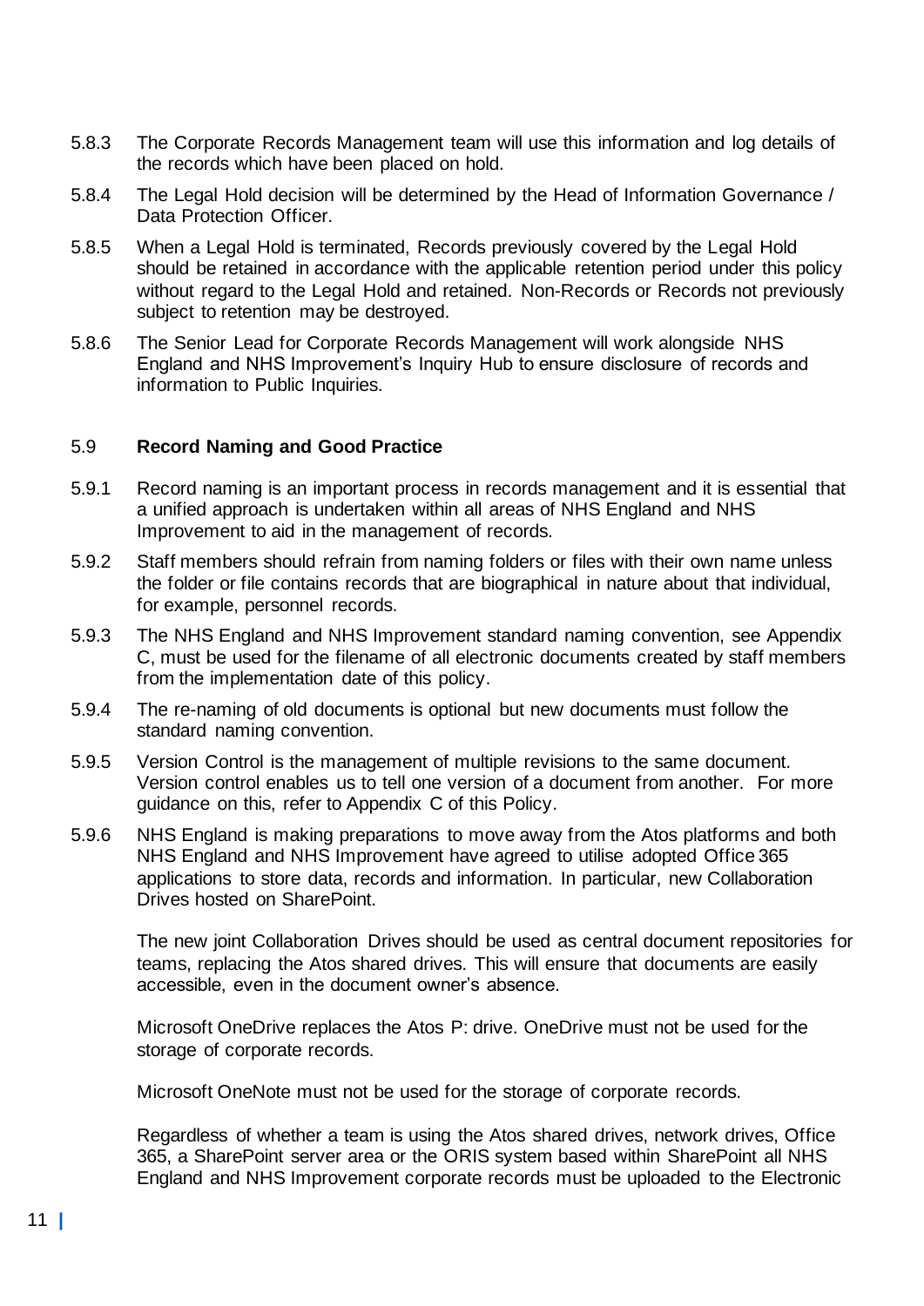5.8.3 The Corporate Records Management team will use this information and log details of the records which have been placed on hold.

5.8.4 The Legal Hold decision will be determined by the Head of Information Governance / Data Protection Officer.

5.8.5 When a Legal Hold is terminated, Records previously covered by the Legal Hold should be retained in accordance with the applicable retention period under this policy without regard to the Legal Hold and retained. Non-Records or Records not previously subject to retention may be destroyed.

5.8.6 The Senior Lead for Corporate Records Management will work alongside NHS England and NHS Improvement's Inquiry Hub to ensure disclosure of records and information to Public Inquiries.

### 5.9 Record Naming and Good Practice

5.9.1 Record naming is an important process in records management and it is essential that a unified approach is undertaken within all areas of NHS England and NHS Improvement to aid in the management of records.

5.9.2 Staff members should refrain from naming folders or files with their own name unless the folder or file contains records that are biographical in nature about that individual, for example, personnel records.

5.9.3 The NHS England and NHS Improvement standard naming convention, see Appendix C, must be used for the filename of all electronic documents created by staff members from the implementation date of this policy.

5.9.4 The re-naming of old documents is optional but new documents must follow the standard naming convention.

5.9.5 Version Control is the management of multiple revisions to the same document. Version control enables us to tell one version of a document from another. For more guidance on this, refer to Appendix C of this Policy.

5.9.6 NHS England is making preparations to move away from the Atos platforms and both NHS England and NHS Improvement have agreed to utilise adopted Office 365 applications to store data, records and information. In particular, new Collaboration Drives hosted on SharePoint.

The new joint Collaboration Drives should be used as central document repositories for teams, replacing the Atos shared drives. This will ensure that documents are easily accessible, even in the document owner's absence.

Microsoft OneDrive replaces the Atos P: drive. OneDrive must not be used for the storage of corporate records.

Microsoft OneNote must not be used for the storage of corporate records.

Regardless of whether a team is using the Atos shared drives, network drives, Office 365, a SharePoint server area or the ORIS system based within SharePoint all NHS England and NHS Improvement corporate records must be uploaded to the Electronic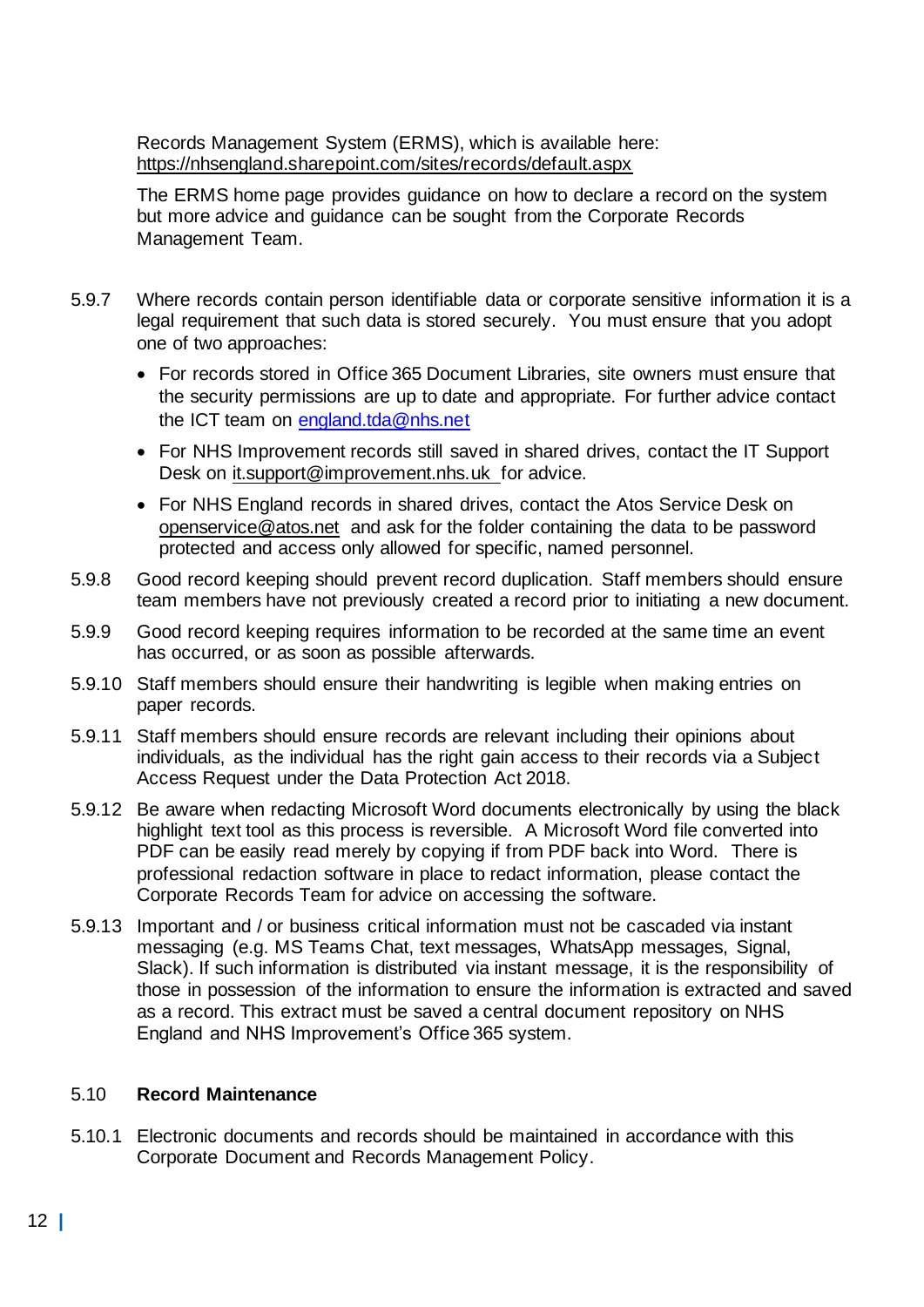Records Management System (ERMS), which is available here: https://nhsengland.sharepoint.com/sites/records/default.aspx

The ERMS home page provides guidance on how to declare a record on the system but more advice and guidance can be sought from the Corporate Records Management Team.

5.9.7 Where records contain person identifiable data or corporate sensitive information it is a legal requirement that such data is stored securely. You must ensure that you adopt one of two approaches:

- For records stored in Office 365 Document Libraries, site owners must ensure that the security permissions are up to date and appropriate. For further advice contact the ICT team on england.tda@nhs.net
- For NHS Improvement records still saved in shared drives, contact the IT Support Desk on it.support@improvement.nhs.uk for advice.
- For NHS England records in shared drives, contact the Atos Service Desk on openservice@atos.net and ask for the folder containing the data to be password protected and access only allowed for specific, named personnel.

5.9.8 Good record keeping should prevent record duplication. Staff members should ensure team members have not previously created a record prior to initiating a new document.

5.9.9 Good record keeping requires information to be recorded at the same time an event has occurred, or as soon as possible afterwards.

5.9.10 Staff members should ensure their handwriting is legible when making entries on paper records.

5.9.11 Staff members should ensure records are relevant including their opinions about individuals, as the individual has the right gain access to their records via a Subject Access Request under the Data Protection Act 2018.

5.9.12 Be aware when redacting Microsoft Word documents electronically by using the black highlight text tool as this process is reversible. A Microsoft Word file converted into PDF can be easily read merely by copying if from PDF back into Word. There is professional redaction software in place to redact information, please contact the Corporate Records Team for advice on accessing the software.

5.9.13 Important and / or business critical information must not be cascaded via instant messaging (e.g. MS Teams Chat, text messages, WhatsApp messages, Signal, Slack). If such information is distributed via instant message, it is the responsibility of those in possession of the information to ensure the information is extracted and saved as a record. This extract must be saved a central document repository on NHS England and NHS Improvement's Office 365 system.

## 5.10 Record Maintenance

5.10.1 Electronic documents and records should be maintained in accordance with this Corporate Document and Records Management Policy.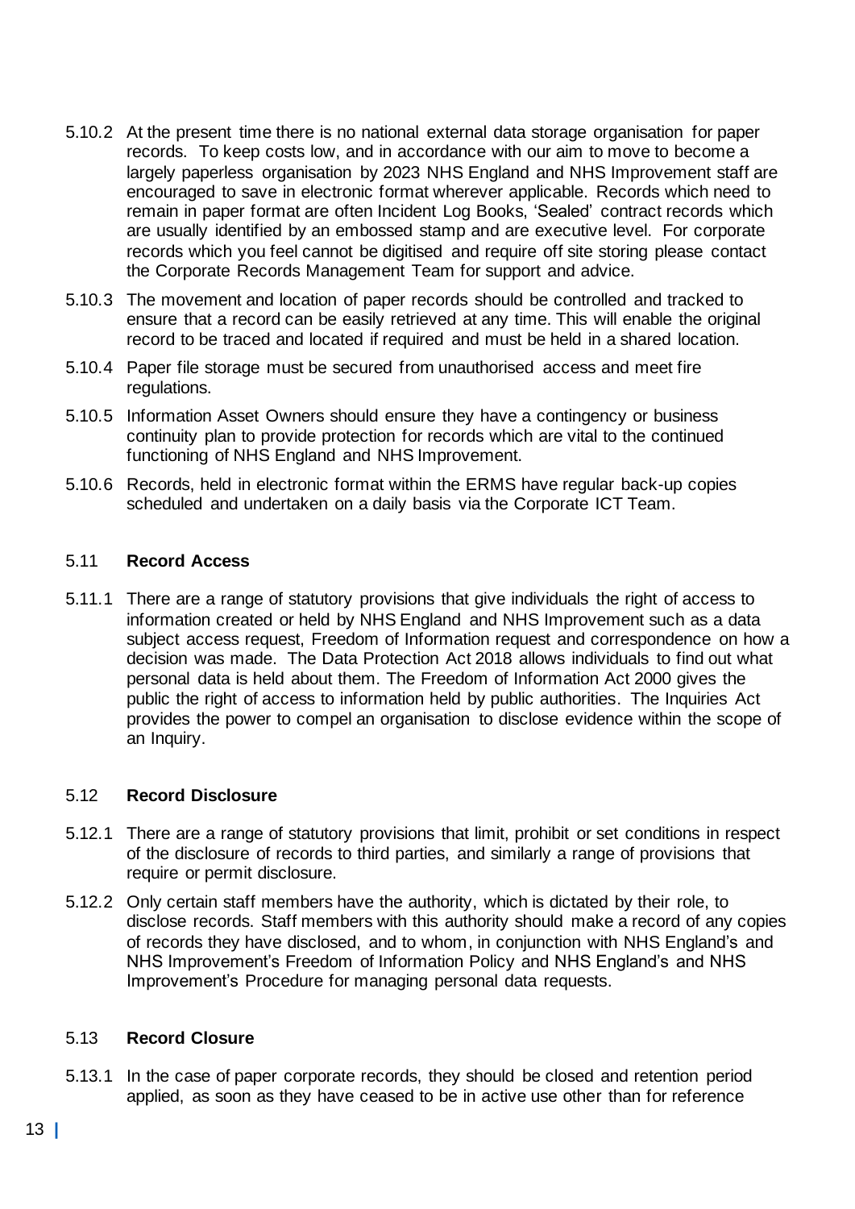5.10.2 At the present time there is no national external data storage organisation for paper records. To keep costs low, and in accordance with our aim to move to become a largely paperless organisation by 2023 NHS England and NHS Improvement staff are encouraged to save in electronic format wherever applicable. Records which need to remain in paper format are often Incident Log Books, 'Sealed' contract records which are usually identified by an embossed stamp and are executive level. For corporate records which you feel cannot be digitised and require off site storing please contact the Corporate Records Management Team for support and advice.

5.10.3 The movement and location of paper records should be controlled and tracked to ensure that a record can be easily retrieved at any time. This will enable the original record to be traced and located if required and must be held in a shared location.

5.10.4 Paper file storage must be secured from unauthorised access and meet fire regulations.

5.10.5 Information Asset Owners should ensure they have a contingency or business continuity plan to provide protection for records which are vital to the continued functioning of NHS England and NHS Improvement.

5.10.6 Records, held in electronic format within the ERMS have regular back-up copies scheduled and undertaken on a daily basis via the Corporate ICT Team.

### 5.11 Record Access

5.11.1 There are a range of statutory provisions that give individuals the right of access to information created or held by NHS England and NHS Improvement such as a data subject access request, Freedom of Information request and correspondence on how a decision was made. The Data Protection Act 2018 allows individuals to find out what personal data is held about them. The Freedom of Information Act 2000 gives the public the right of access to information held by public authorities. The Inquiries Act provides the power to compel an organisation to disclose evidence within the scope of an Inquiry.

### 5.12 Record Disclosure

5.12.1 There are a range of statutory provisions that limit, prohibit or set conditions in respect of the disclosure of records to third parties, and similarly a range of provisions that require or permit disclosure.

5.12.2 Only certain staff members have the authority, which is dictated by their role, to disclose records. Staff members with this authority should make a record of any copies of records they have disclosed, and to whom, in conjunction with NHS England's and NHS Improvement's Freedom of Information Policy and NHS England's and NHS Improvement's Procedure for managing personal data requests.

### 5.13 Record Closure

5.13.1 In the case of paper corporate records, they should be closed and retention period applied, as soon as they have ceased to be in active use other than for reference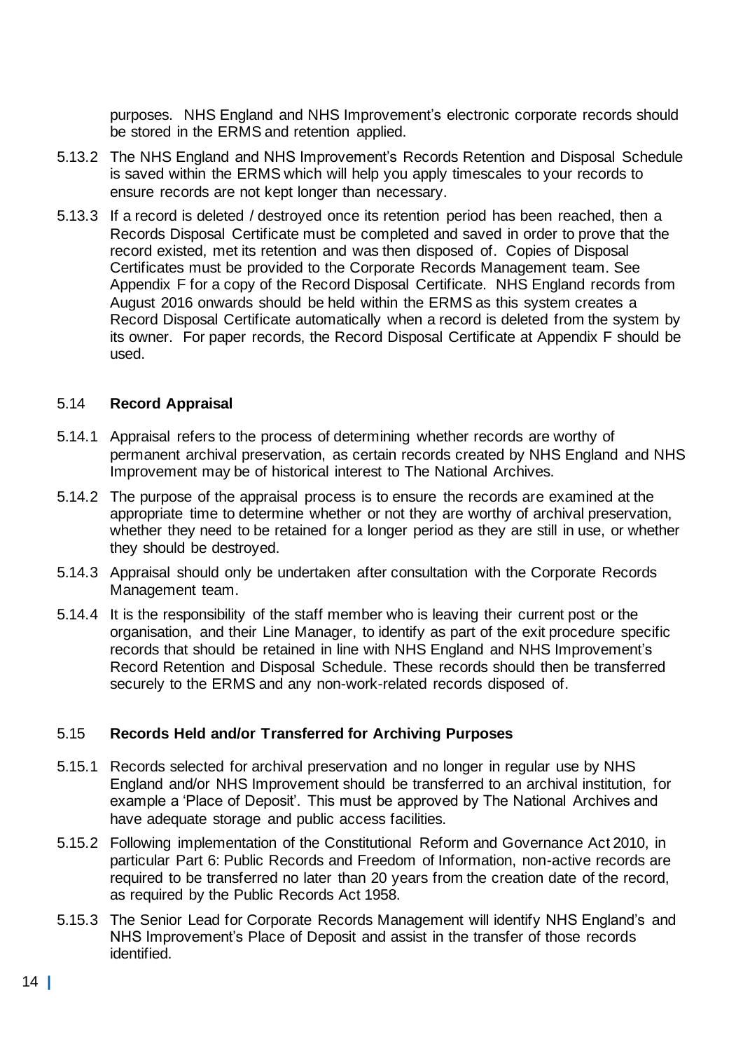purposes. NHS England and NHS Improvement's electronic corporate records should be stored in the ERMS and retention applied.

5.13.2 The NHS England and NHS Improvement's Records Retention and Disposal Schedule is saved within the ERMS which will help you apply timescales to your records to ensure records are not kept longer than necessary.

5.13.3 If a record is deleted / destroyed once its retention period has been reached, then a Records Disposal Certificate must be completed and saved in order to prove that the record existed, met its retention and was then disposed of. Copies of Disposal Certificates must be provided to the Corporate Records Management team. See Appendix F for a copy of the Record Disposal Certificate. NHS England records from August 2016 onwards should be held within the ERMS as this system creates a Record Disposal Certificate automatically when a record is deleted from the system by its owner. For paper records, the Record Disposal Certificate at Appendix F should be used.

### 5.14 Record Appraisal

5.14.1 Appraisal refers to the process of determining whether records are worthy of permanent archival preservation, as certain records created by NHS England and NHS Improvement may be of historical interest to The National Archives.

5.14.2 The purpose of the appraisal process is to ensure the records are examined at the appropriate time to determine whether or not they are worthy of archival preservation, whether they need to be retained for a longer period as they are still in use, or whether they should be destroyed.

5.14.3 Appraisal should only be undertaken after consultation with the Corporate Records Management team.

5.14.4 It is the responsibility of the staff member who is leaving their current post or the organisation, and their Line Manager, to identify as part of the exit procedure specific records that should be retained in line with NHS England and NHS Improvement's Record Retention and Disposal Schedule. These records should then be transferred securely to the ERMS and any non-work-related records disposed of.

### 5.15 Records Held and/or Transferred for Archiving Purposes

5.15.1 Records selected for archival preservation and no longer in regular use by NHS England and/or NHS Improvement should be transferred to an archival institution, for example a 'Place of Deposit'. This must be approved by The National Archives and have adequate storage and public access facilities.

5.15.2 Following implementation of the Constitutional Reform and Governance Act 2010, in particular Part 6: Public Records and Freedom of Information, non-active records are required to be transferred no later than 20 years from the creation date of the record, as required by the Public Records Act 1958.

5.15.3 The Senior Lead for Corporate Records Management will identify NHS England's and NHS Improvement's Place of Deposit and assist in the transfer of those records identified.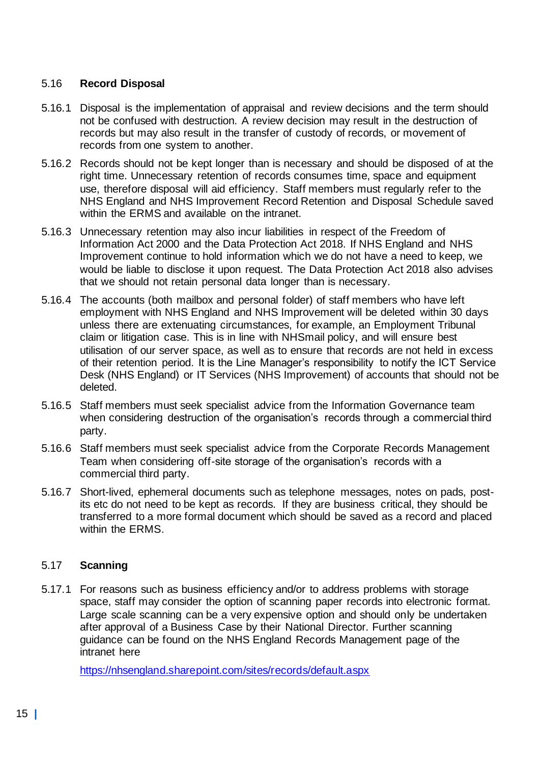### 5.16 Record Disposal

5.16.1 Disposal is the implementation of appraisal and review decisions and the term should not be confused with destruction. A review decision may result in the destruction of records but may also result in the transfer of custody of records, or movement of records from one system to another.

5.16.2 Records should not be kept longer than is necessary and should be disposed of at the right time. Unnecessary retention of records consumes time, space and equipment use, therefore disposal will aid efficiency. Staff members must regularly refer to the NHS England and NHS Improvement Record Retention and Disposal Schedule saved within the ERMS and available on the intranet.

5.16.3 Unnecessary retention may also incur liabilities in respect of the Freedom of Information Act 2000 and the Data Protection Act 2018. If NHS England and NHS Improvement continue to hold information which we do not have a need to keep, we would be liable to disclose it upon request. The Data Protection Act 2018 also advises that we should not retain personal data longer than is necessary.

5.16.4 The accounts (both mailbox and personal folder) of staff members who have left employment with NHS England and NHS Improvement will be deleted within 30 days unless there are extenuating circumstances, for example, an Employment Tribunal claim or litigation case. This is in line with NHSmail policy, and will ensure best utilisation of our server space, as well as to ensure that records are not held in excess of their retention period. It is the Line Manager's responsibility to notify the ICT Service Desk (NHS England) or IT Services (NHS Improvement) of accounts that should not be deleted.

5.16.5 Staff members must seek specialist advice from the Information Governance team when considering destruction of the organisation's records through a commercial third party.

5.16.6 Staff members must seek specialist advice from the Corporate Records Management Team when considering off-site storage of the organisation's records with a commercial third party.

5.16.7 Short-lived, ephemeral documents such as telephone messages, notes on pads, post-its etc do not need to be kept as records. If they are business critical, they should be transferred to a more formal document which should be saved as a record and placed within the ERMS.

### 5.17 Scanning

5.17.1 For reasons such as business efficiency and/or to address problems with storage space, staff may consider the option of scanning paper records into electronic format. Large scale scanning can be a very expensive option and should only be undertaken after approval of a Business Case by their National Director. Further scanning guidance can be found on the NHS England Records Management page of the intranet here

https://nhsengland.sharepoint.com/sites/records/default.aspx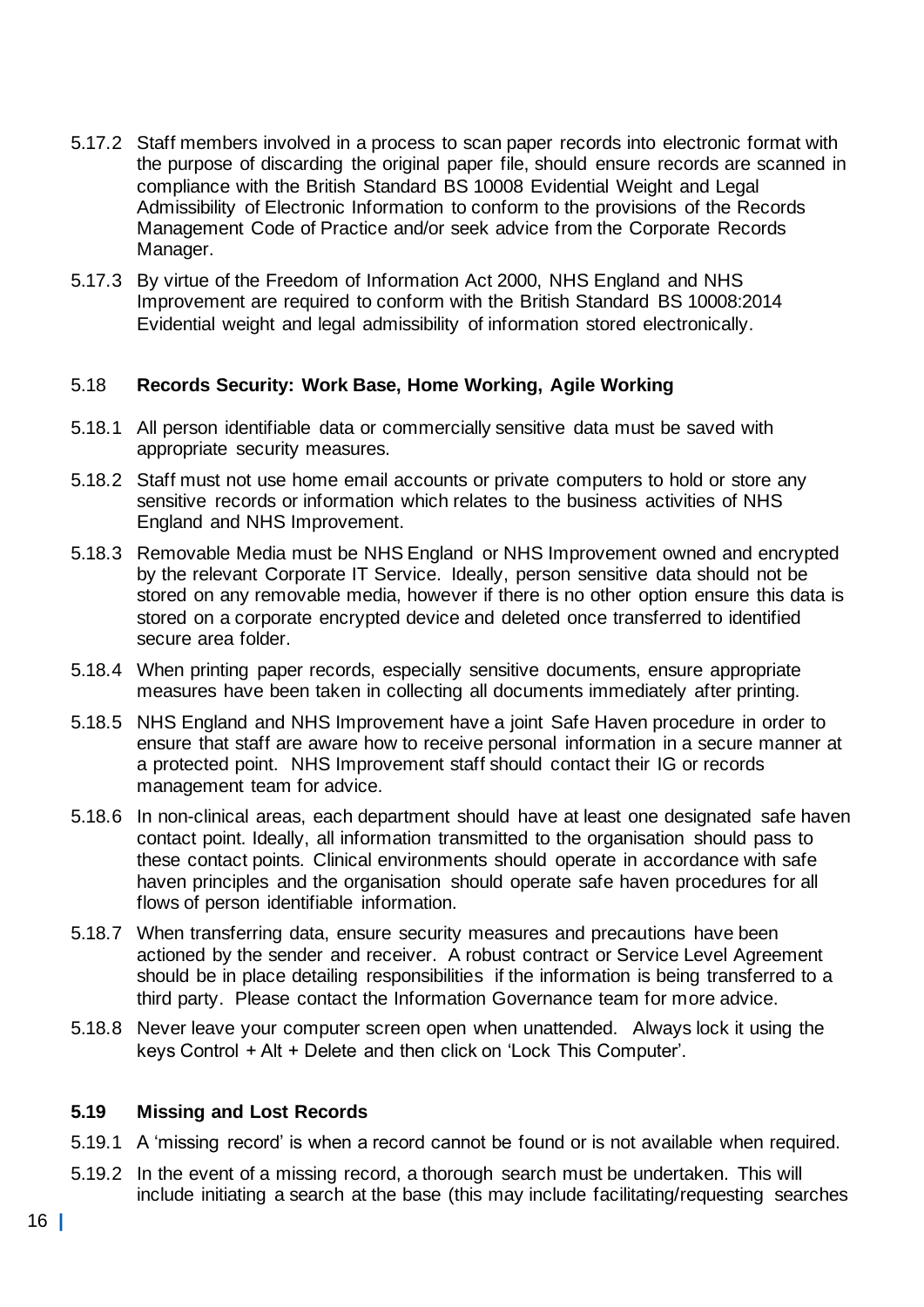5.17.2 Staff members involved in a process to scan paper records into electronic format with the purpose of discarding the original paper file, should ensure records are scanned in compliance with the British Standard BS 10008 Evidential Weight and Legal Admissibility of Electronic Information to conform to the provisions of the Records Management Code of Practice and/or seek advice from the Corporate Records Manager.

5.17.3 By virtue of the Freedom of Information Act 2000, NHS England and NHS Improvement are required to conform with the British Standard BS 10008:2014 Evidential weight and legal admissibility of information stored electronically.

### 5.18 Records Security: Work Base, Home Working, Agile Working

5.18.1 All person identifiable data or commercially sensitive data must be saved with appropriate security measures.

5.18.2 Staff must not use home email accounts or private computers to hold or store any sensitive records or information which relates to the business activities of NHS England and NHS Improvement.

5.18.3 Removable Media must be NHS England or NHS Improvement owned and encrypted by the relevant Corporate IT Service. Ideally, person sensitive data should not be stored on any removable media, however if there is no other option ensure this data is stored on a corporate encrypted device and deleted once transferred to identified secure area folder.

5.18.4 When printing paper records, especially sensitive documents, ensure appropriate measures have been taken in collecting all documents immediately after printing.

5.18.5 NHS England and NHS Improvement have a joint Safe Haven procedure in order to ensure that staff are aware how to receive personal information in a secure manner at a protected point. NHS Improvement staff should contact their IG or records management team for advice.

5.18.6 In non-clinical areas, each department should have at least one designated safe haven contact point. Ideally, all information transmitted to the organisation should pass to these contact points. Clinical environments should operate in accordance with safe haven principles and the organisation should operate safe haven procedures for all flows of person identifiable information.

5.18.7 When transferring data, ensure security measures and precautions have been actioned by the sender and receiver. A robust contract or Service Level Agreement should be in place detailing responsibilities if the information is being transferred to a third party. Please contact the Information Governance team for more advice.

5.18.8 Never leave your computer screen open when unattended. Always lock it using the keys Control + Alt + Delete and then click on 'Lock This Computer'.

### 5.19 Missing and Lost Records

5.19.1 A 'missing record' is when a record cannot be found or is not available when required.

5.19.2 In the event of a missing record, a thorough search must be undertaken. This will include initiating a search at the base (this may include facilitating/requesting searches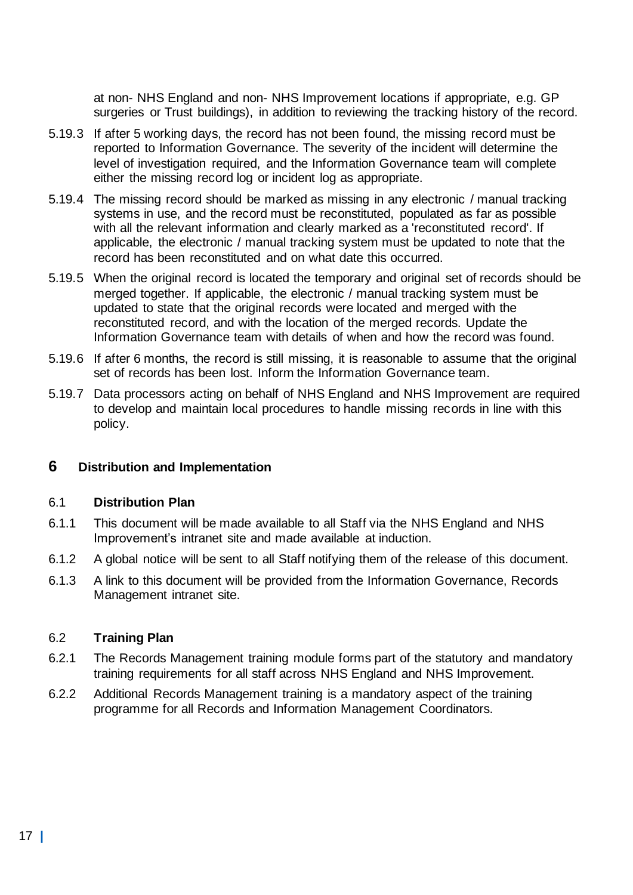at non- NHS England and non- NHS Improvement locations if appropriate, e.g. GP surgeries or Trust buildings), in addition to reviewing the tracking history of the record.

5.19.3 If after 5 working days, the record has not been found, the missing record must be reported to Information Governance. The severity of the incident will determine the level of investigation required, and the Information Governance team will complete either the missing record log or incident log as appropriate.

5.19.4 The missing record should be marked as missing in any electronic / manual tracking systems in use, and the record must be reconstituted, populated as far as possible with all the relevant information and clearly marked as a 'reconstituted record'. If applicable, the electronic / manual tracking system must be updated to note that the record has been reconstituted and on what date this occurred.

5.19.5 When the original record is located the temporary and original set of records should be merged together. If applicable, the electronic / manual tracking system must be updated to state that the original records were located and merged with the reconstituted record, and with the location of the merged records. Update the Information Governance team with details of when and how the record was found.

5.19.6 If after 6 months, the record is still missing, it is reasonable to assume that the original set of records has been lost. Inform the Information Governance team.

5.19.7 Data processors acting on behalf of NHS England and NHS Improvement are required to develop and maintain local procedures to handle missing records in line with this policy.

## 6 Distribution and Implementation

### 6.1 Distribution Plan

6.1.1 This document will be made available to all Staff via the NHS England and NHS Improvement's intranet site and made available at induction.

6.1.2 A global notice will be sent to all Staff notifying them of the release of this document.

6.1.3 A link to this document will be provided from the Information Governance, Records Management intranet site.

### 6.2 Training Plan

6.2.1 The Records Management training module forms part of the statutory and mandatory training requirements for all staff across NHS England and NHS Improvement.

6.2.2 Additional Records Management training is a mandatory aspect of the training programme for all Records and Information Management Coordinators.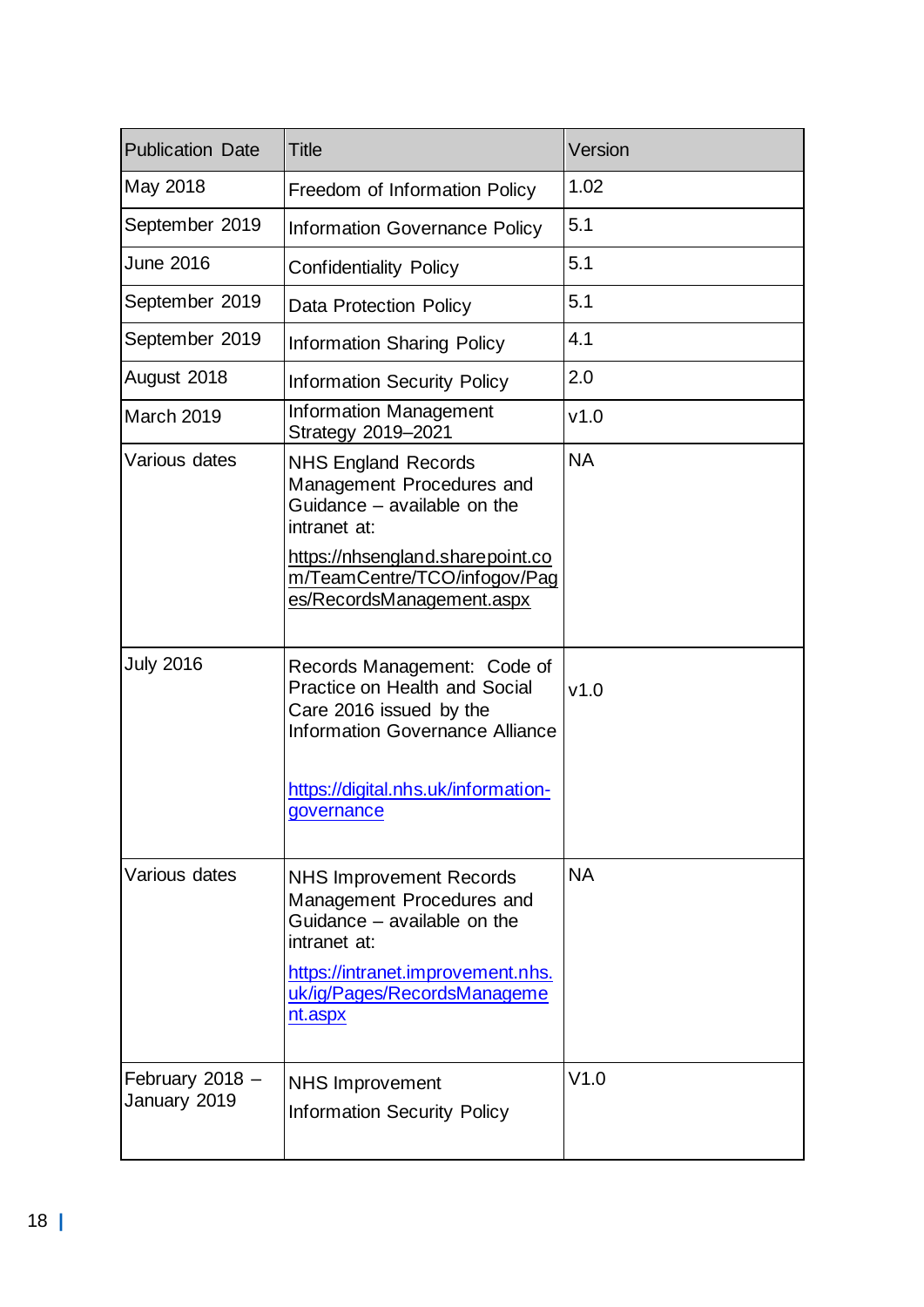| Publication Date | Title | Version |
|---|---|---|
| May 2018 | Freedom of Information Policy | 1.02 |
| September 2019 | Information Governance Policy | 5.1 |
| June 2016 | Confidentiality Policy | 5.1 |
| September 2019 | Data Protection Policy | 5.1 |
| September 2019 | Information Sharing Policy | 4.1 |
| August 2018 | Information Security Policy | 2.0 |
| March 2019 | Information Management Strategy 2019–2021 | v1.0 |
| Various dates | NHS England Records Management Procedures and Guidance – available on the intranet at: https://nhsengland.sharepoint.com/TeamCentre/TCO/infogov/Pages/RecordsManagement.aspx | NA |
| July 2016 | Records Management: Code of Practice on Health and Social Care 2016 issued by the Information Governance Alliance https://digital.nhs.uk/information-governance | v1.0 |
| Various dates | NHS Improvement Records Management Procedures and Guidance – available on the intranet at: https://intranet.improvement.nhs.uk/ig/Pages/RecordsManagement.aspx | NA |
| February 2018 – January 2019 | NHS Improvement Information Security Policy | V1.0 |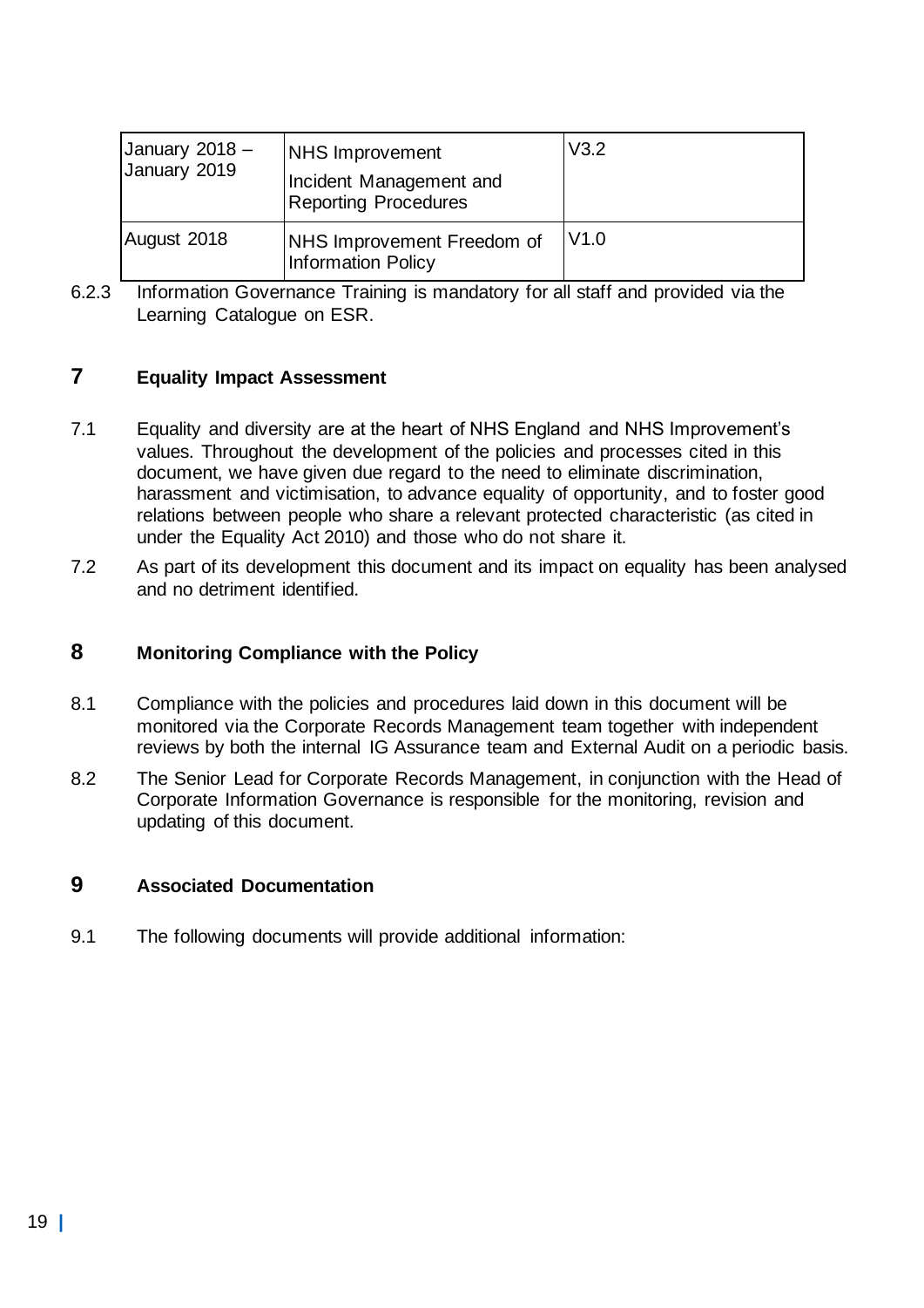| January 2018 – January 2019 | NHS Improvement Incident Management and Reporting Procedures | V3.2 |
|---|---|---|
| August 2018 | NHS Improvement Freedom of Information Policy | V1.0 |

6.2.3 Information Governance Training is mandatory for all staff and provided via the Learning Catalogue on ESR.

## 7 Equality Impact Assessment

7.1 Equality and diversity are at the heart of NHS England and NHS Improvement's values. Throughout the development of the policies and processes cited in this document, we have given due regard to the need to eliminate discrimination, harassment and victimisation, to advance equality of opportunity, and to foster good relations between people who share a relevant protected characteristic (as cited in under the Equality Act 2010) and those who do not share it.

7.2 As part of its development this document and its impact on equality has been analysed and no detriment identified.

## 8 Monitoring Compliance with the Policy

8.1 Compliance with the policies and procedures laid down in this document will be monitored via the Corporate Records Management team together with independent reviews by both the internal IG Assurance team and External Audit on a periodic basis.

8.2 The Senior Lead for Corporate Records Management, in conjunction with the Head of Corporate Information Governance is responsible for the monitoring, revision and updating of this document.

## 9 Associated Documentation

9.1 The following documents will provide additional information: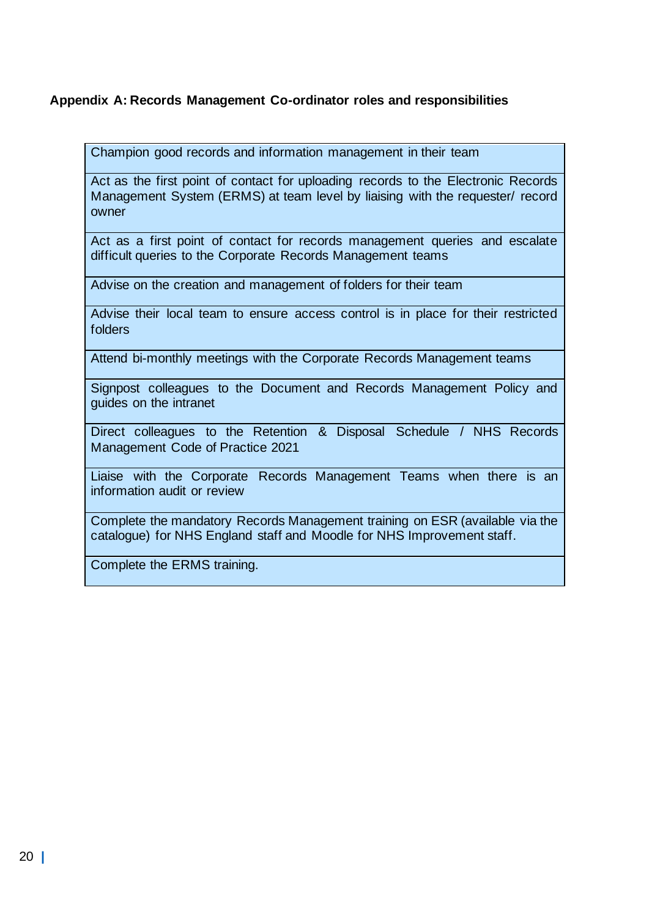**Appendix A: Records Management Co-ordinator roles and responsibilities**

| Champion good records and information management in their team |
|---|
| Act as the first point of contact for uploading records to the Electronic Records Management System (ERMS) at team level by liaising with the requester/ record owner |
| Act as a first point of contact for records management queries and escalate difficult queries to the Corporate Records Management teams |
| Advise on the creation and management of folders for their team |
| Advise their local team to ensure access control is in place for their restricted folders |
| Attend bi-monthly meetings with the Corporate Records Management teams |
| Signpost colleagues to the Document and Records Management Policy and guides on the intranet |
| Direct colleagues to the Retention & Disposal Schedule / NHS Records Management Code of Practice 2021 |
| Liaise with the Corporate Records Management Teams when there is an information audit or review |
| Complete the mandatory Records Management training on ESR (available via the catalogue) for NHS England staff and Moodle for NHS Improvement staff. |
| Complete the ERMS training. |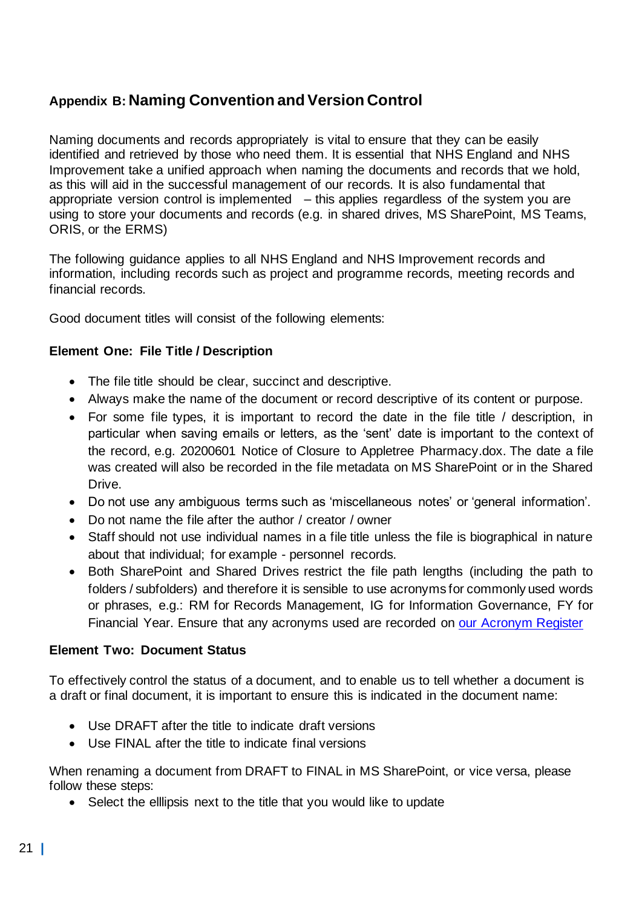## Appendix B: Naming Convention and Version Control

Naming documents and records appropriately is vital to ensure that they can be easily identified and retrieved by those who need them. It is essential that NHS England and NHS Improvement take a unified approach when naming the documents and records that we hold, as this will aid in the successful management of our records. It is also fundamental that appropriate version control is implemented – this applies regardless of the system you are using to store your documents and records (e.g. in shared drives, MS SharePoint, MS Teams, ORIS, or the ERMS)

The following guidance applies to all NHS England and NHS Improvement records and information, including records such as project and programme records, meeting records and financial records.

Good document titles will consist of the following elements:

**Element One: File Title / Description**

- The file title should be clear, succinct and descriptive.
- Always make the name of the document or record descriptive of its content or purpose.
- For some file types, it is important to record the date in the file title / description, in particular when saving emails or letters, as the 'sent' date is important to the context of the record, e.g. 20200601 Notice of Closure to Appletree Pharmacy.dox. The date a file was created will also be recorded in the file metadata on MS SharePoint or in the Shared Drive.
- Do not use any ambiguous terms such as 'miscellaneous notes' or 'general information'.
- Do not name the file after the author / creator / owner
- Staff should not use individual names in a file title unless the file is biographical in nature about that individual; for example - personnel records.
- Both SharePoint and Shared Drives restrict the file path lengths (including the path to folders / subfolders) and therefore it is sensible to use acronyms for commonly used words or phrases, e.g.: RM for Records Management, IG for Information Governance, FY for Financial Year. Ensure that any acronyms used are recorded on our Acronym Register

**Element Two: Document Status**

To effectively control the status of a document, and to enable us to tell whether a document is a draft or final document, it is important to ensure this is indicated in the document name:

- Use DRAFT after the title to indicate draft versions
- Use FINAL after the title to indicate final versions

When renaming a document from DRAFT to FINAL in MS SharePoint, or vice versa, please follow these steps:

- Select the elllipsis next to the title that you would like to update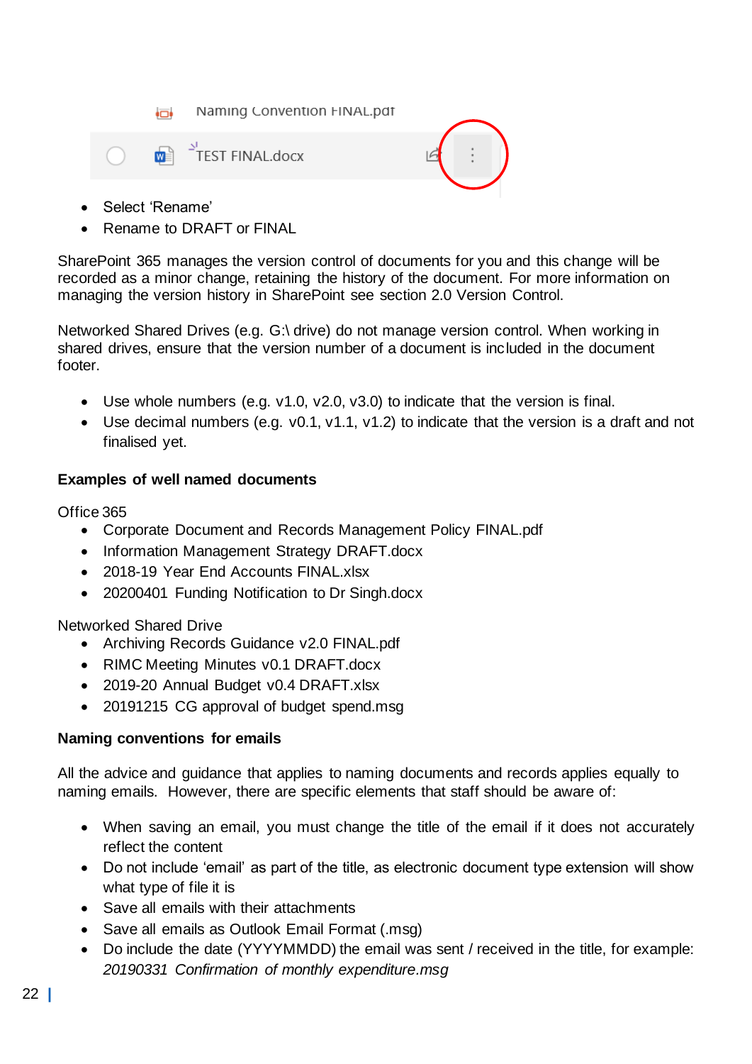- Select ‘Rename’
- Rename to DRAFT or FINAL

SharePoint 365 manages the version control of documents for you and this change will be recorded as a minor change, retaining the history of the document. For more information on managing the version history in SharePoint see section 2.0 Version Control.

Networked Shared Drives (e.g. G:\ drive) do not manage version control. When working in shared drives, ensure that the version number of a document is included in the document footer.

- Use whole numbers (e.g. v1.0, v2.0, v3.0) to indicate that the version is final.
- Use decimal numbers (e.g. v0.1, v1.1, v1.2) to indicate that the version is a draft and not finalised yet.

**Examples of well named documents**

Office 365

- Corporate Document and Records Management Policy FINAL.pdf
- Information Management Strategy DRAFT.docx
- 2018-19 Year End Accounts FINAL.xlsx
- 20200401 Funding Notification to Dr Singh.docx

Networked Shared Drive

- Archiving Records Guidance v2.0 FINAL.pdf
- RIMC Meeting Minutes v0.1 DRAFT.docx
- 2019-20 Annual Budget v0.4 DRAFT.xlsx
- 20191215 CG approval of budget spend.msg

**Naming conventions for emails**

All the advice and guidance that applies to naming documents and records applies equally to naming emails. However, there are specific elements that staff should be aware of:

- When saving an email, you must change the title of the email if it does not accurately reflect the content
- Do not include ‘email’ as part of the title, as electronic document type extension will show what type of file it is
- Save all emails with their attachments
- Save all emails as Outlook Email Format (.msg)
- Do include the date (YYYYMMDD) the email was sent / received in the title, for example: *20190331 Confirmation of monthly expenditure.msg*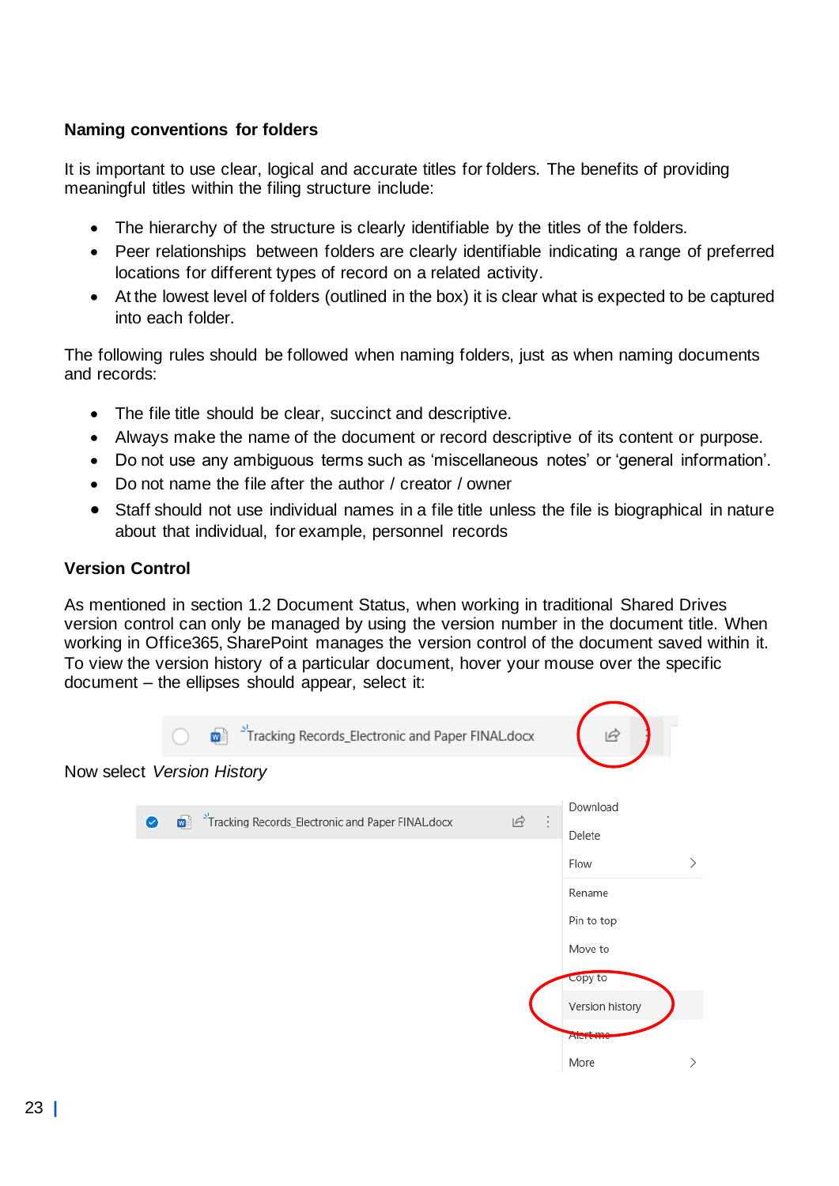**Naming conventions for folders**

It is important to use clear, logical and accurate titles for folders. The benefits of providing meaningful titles within the filing structure include:

- The hierarchy of the structure is clearly identifiable by the titles of the folders.
- Peer relationships between folders are clearly identifiable indicating a range of preferred locations for different types of record on a related activity.
- At the lowest level of folders (outlined in the box) it is clear what is expected to be captured into each folder.

The following rules should be followed when naming folders, just as when naming documents and records:

- The file title should be clear, succinct and descriptive.
- Always make the name of the document or record descriptive of its content or purpose.
- Do not use any ambiguous terms such as 'miscellaneous notes' or 'general information'.
- Do not name the file after the author / creator / owner
- Staff should not use individual names in a file title unless the file is biographical in nature about that individual, for example, personnel records

**Version Control**

As mentioned in section 1.2 Document Status, when working in traditional Shared Drives version control can only be managed by using the version number in the document title. When working in Office365, SharePoint manages the version control of the document saved within it. To view the version history of a particular document, hover your mouse over the specific document – the ellipses should appear, select it:

Now select *Version History*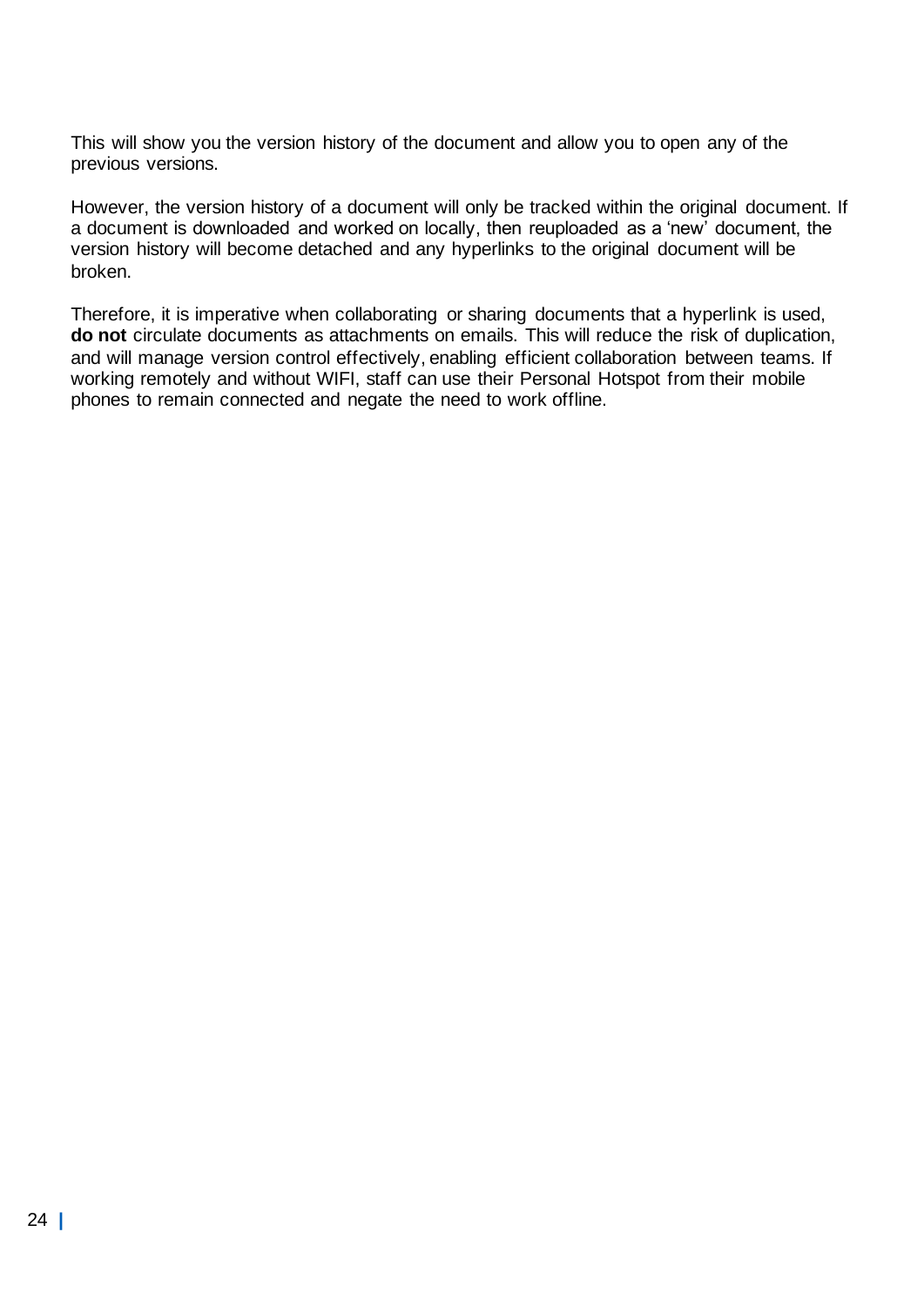This will show you the version history of the document and allow you to open any of the previous versions.

However, the version history of a document will only be tracked within the original document. If a document is downloaded and worked on locally, then reuploaded as a 'new' document, the version history will become detached and any hyperlinks to the original document will be broken.

Therefore, it is imperative when collaborating or sharing documents that a hyperlink is used, **do not** circulate documents as attachments on emails. This will reduce the risk of duplication, and will manage version control effectively, enabling efficient collaboration between teams. If working remotely and without WIFI, staff can use their Personal Hotspot from their mobile phones to remain connected and negate the need to work offline.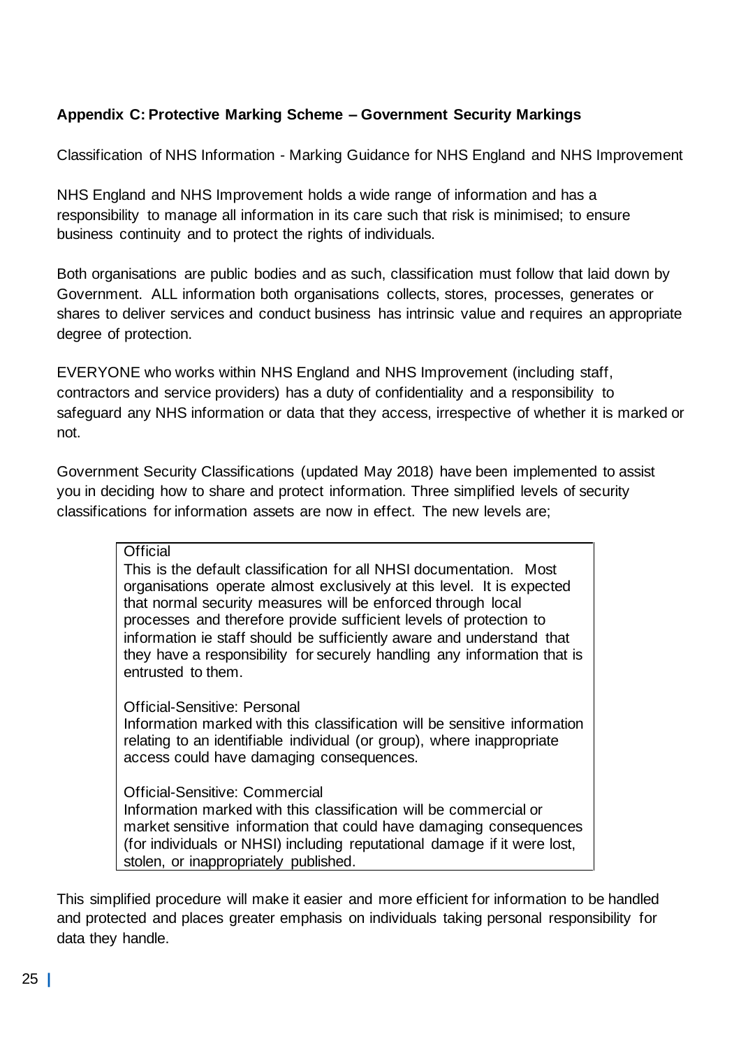## Appendix C: Protective Marking Scheme – Government Security Markings

Classification of NHS Information - Marking Guidance for NHS England and NHS Improvement

NHS England and NHS Improvement holds a wide range of information and has a responsibility to manage all information in its care such that risk is minimised; to ensure business continuity and to protect the rights of individuals.

Both organisations are public bodies and as such, classification must follow that laid down by Government. ALL information both organisations collects, stores, processes, generates or shares to deliver services and conduct business has intrinsic value and requires an appropriate degree of protection.

EVERYONE who works within NHS England and NHS Improvement (including staff, contractors and service providers) has a duty of confidentiality and a responsibility to safeguard any NHS information or data that they access, irrespective of whether it is marked or not.

Government Security Classifications (updated May 2018) have been implemented to assist you in deciding how to share and protect information. Three simplified levels of security classifications for information assets are now in effect. The new levels are;

> Official
> This is the default classification for all NHSI documentation. Most organisations operate almost exclusively at this level. It is expected that normal security measures will be enforced through local processes and therefore provide sufficient levels of protection to information ie staff should be sufficiently aware and understand that they have a responsibility for securely handling any information that is entrusted to them.
>
> Official-Sensitive: Personal
> Information marked with this classification will be sensitive information relating to an identifiable individual (or group), where inappropriate access could have damaging consequences.
>
> Official-Sensitive: Commercial
> Information marked with this classification will be commercial or market sensitive information that could have damaging consequences (for individuals or NHSI) including reputational damage if it were lost, stolen, or inappropriately published.

This simplified procedure will make it easier and more efficient for information to be handled and protected and places greater emphasis on individuals taking personal responsibility for data they handle.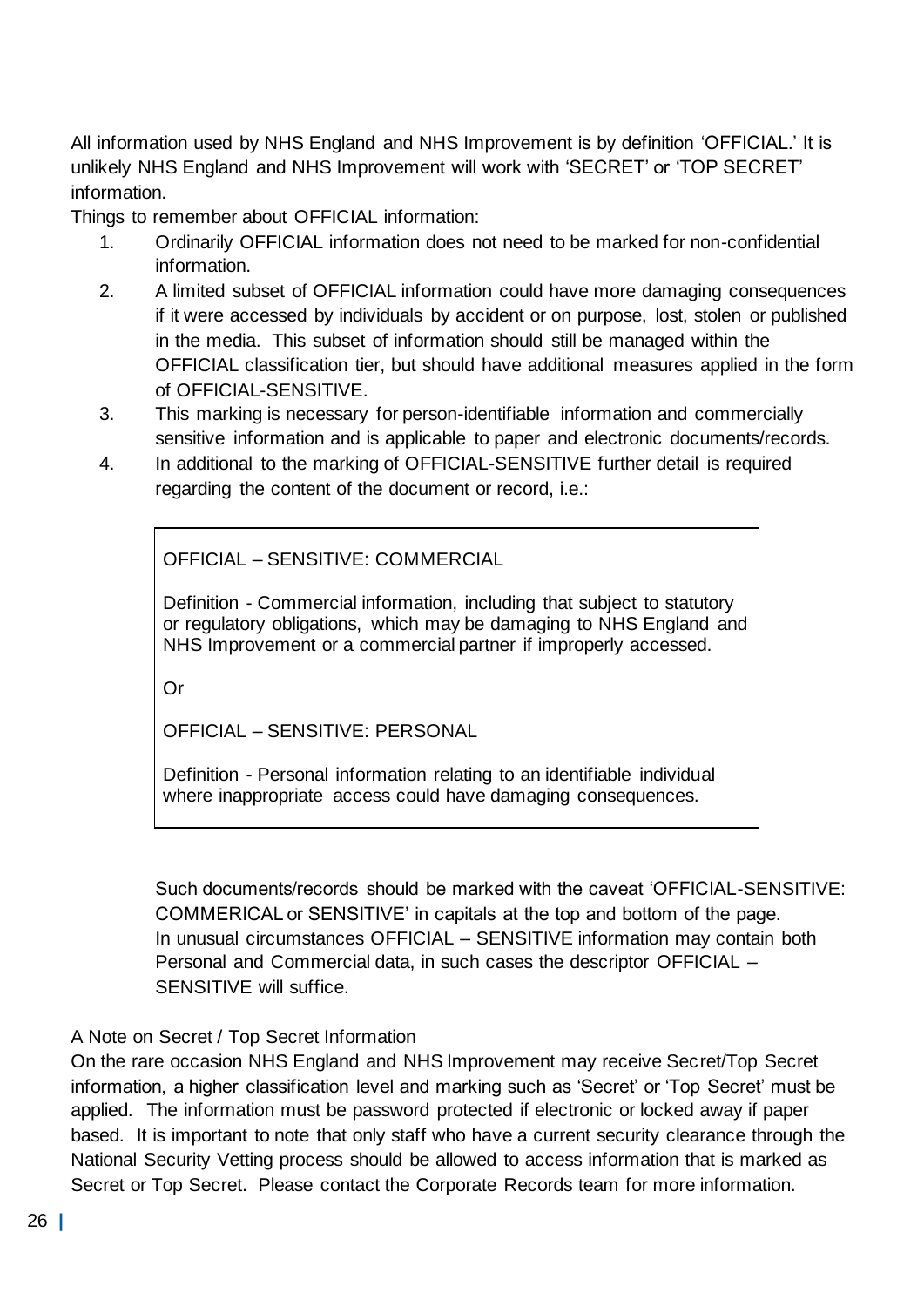All information used by NHS England and NHS Improvement is by definition 'OFFICIAL.' It is unlikely NHS England and NHS Improvement will work with 'SECRET' or 'TOP SECRET' information.

Things to remember about OFFICIAL information:

1. Ordinarily OFFICIAL information does not need to be marked for non-confidential information.
2. A limited subset of OFFICIAL information could have more damaging consequences if it were accessed by individuals by accident or on purpose, lost, stolen or published in the media. This subset of information should still be managed within the OFFICIAL classification tier, but should have additional measures applied in the form of OFFICIAL-SENSITIVE.
3. This marking is necessary for person-identifiable information and commercially sensitive information and is applicable to paper and electronic documents/records.
4. In additional to the marking of OFFICIAL-SENSITIVE further detail is required regarding the content of the document or record, i.e.:

> OFFICIAL – SENSITIVE: COMMERCIAL
>
> Definition - Commercial information, including that subject to statutory or regulatory obligations, which may be damaging to NHS England and NHS Improvement or a commercial partner if improperly accessed.
>
> Or
>
> OFFICIAL – SENSITIVE: PERSONAL
>
> Definition - Personal information relating to an identifiable individual where inappropriate access could have damaging consequences.

Such documents/records should be marked with the caveat 'OFFICIAL-SENSITIVE: COMMERICAL or SENSITIVE' in capitals at the top and bottom of the page. In unusual circumstances OFFICIAL – SENSITIVE information may contain both Personal and Commercial data, in such cases the descriptor OFFICIAL – SENSITIVE will suffice.

A Note on Secret / Top Secret Information

On the rare occasion NHS England and NHS Improvement may receive Secret/Top Secret information, a higher classification level and marking such as 'Secret' or 'Top Secret' must be applied. The information must be password protected if electronic or locked away if paper based. It is important to note that only staff who have a current security clearance through the National Security Vetting process should be allowed to access information that is marked as Secret or Top Secret. Please contact the Corporate Records team for more information.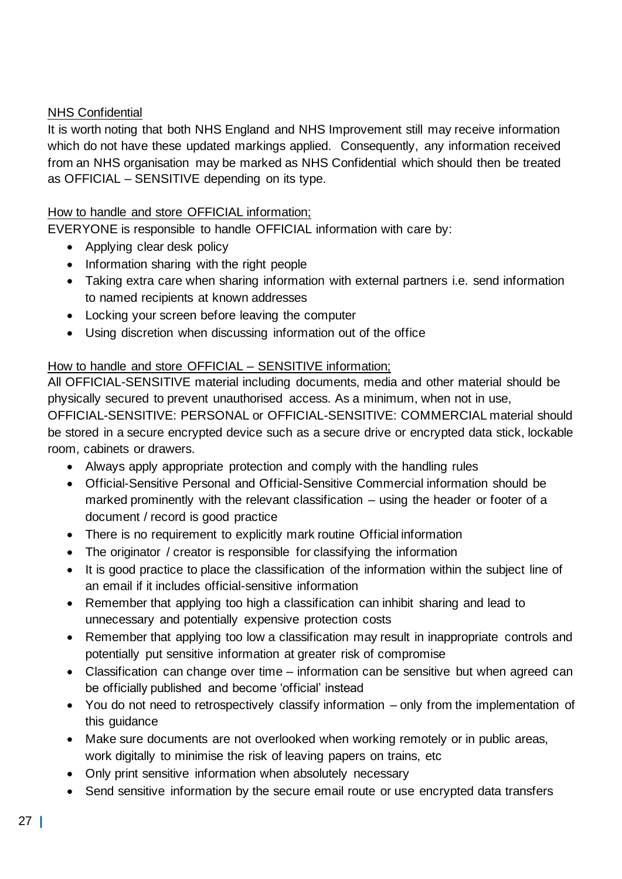NHS Confidential

It is worth noting that both NHS England and NHS Improvement still may receive information which do not have these updated markings applied. Consequently, any information received from an NHS organisation may be marked as NHS Confidential which should then be treated as OFFICIAL – SENSITIVE depending on its type.

How to handle and store OFFICIAL information;

EVERYONE is responsible to handle OFFICIAL information with care by:

- Applying clear desk policy
- Information sharing with the right people
- Taking extra care when sharing information with external partners i.e. send information to named recipients at known addresses
- Locking your screen before leaving the computer
- Using discretion when discussing information out of the office

How to handle and store OFFICIAL – SENSITIVE information;

All OFFICIAL-SENSITIVE material including documents, media and other material should be physically secured to prevent unauthorised access. As a minimum, when not in use, OFFICIAL-SENSITIVE: PERSONAL or OFFICIAL-SENSITIVE: COMMERCIAL material should be stored in a secure encrypted device such as a secure drive or encrypted data stick, lockable room, cabinets or drawers.

- Always apply appropriate protection and comply with the handling rules
- Official-Sensitive Personal and Official-Sensitive Commercial information should be marked prominently with the relevant classification – using the header or footer of a document / record is good practice
- There is no requirement to explicitly mark routine Official information
- The originator / creator is responsible for classifying the information
- It is good practice to place the classification of the information within the subject line of an email if it includes official-sensitive information
- Remember that applying too high a classification can inhibit sharing and lead to unnecessary and potentially expensive protection costs
- Remember that applying too low a classification may result in inappropriate controls and potentially put sensitive information at greater risk of compromise
- Classification can change over time – information can be sensitive but when agreed can be officially published and become 'official' instead
- You do not need to retrospectively classify information – only from the implementation of this guidance
- Make sure documents are not overlooked when working remotely or in public areas, work digitally to minimise the risk of leaving papers on trains, etc
- Only print sensitive information when absolutely necessary
- Send sensitive information by the secure email route or use encrypted data transfers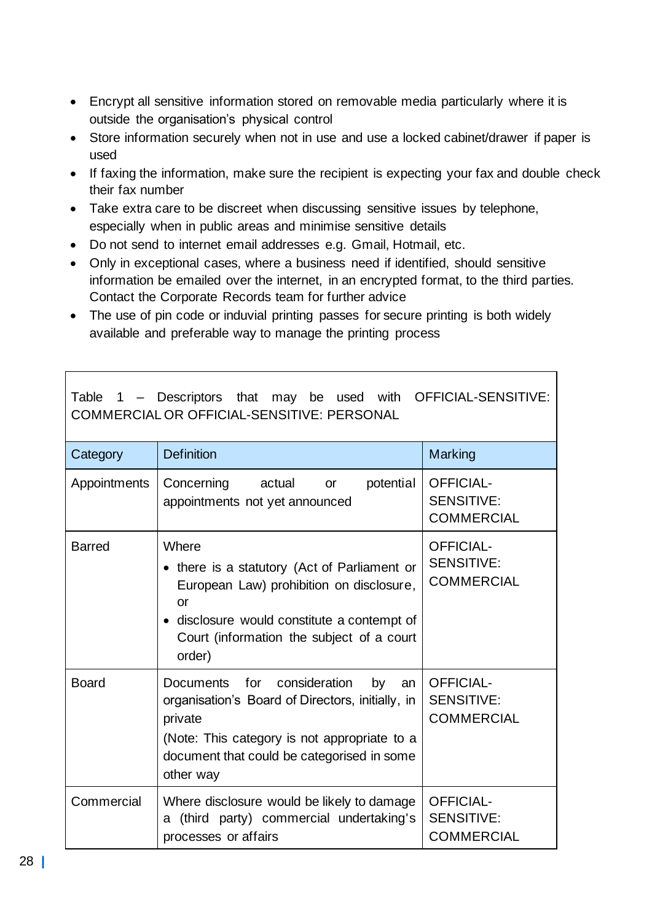- Encrypt all sensitive information stored on removable media particularly where it is outside the organisation's physical control
- Store information securely when not in use and use a locked cabinet/drawer if paper is used
- If faxing the information, make sure the recipient is expecting your fax and double check their fax number
- Take extra care to be discreet when discussing sensitive issues by telephone, especially when in public areas and minimise sensitive details
- Do not send to internet email addresses e.g. Gmail, Hotmail, etc.
- Only in exceptional cases, where a business need if identified, should sensitive information be emailed over the internet, in an encrypted format, to the third parties. Contact the Corporate Records team for further advice
- The use of pin code or induvial printing passes for secure printing is both widely available and preferable way to manage the printing process

Table 1 – Descriptors that may be used with OFFICIAL-SENSITIVE: COMMERCIAL OR OFFICIAL-SENSITIVE: PERSONAL

| Category | Definition | Marking |
|---|---|---|
| Appointments | Concerning actual or potential appointments not yet announced | OFFICIAL-SENSITIVE: COMMERCIAL |
| Barred | Where<br>• there is a statutory (Act of Parliament or European Law) prohibition on disclosure, or<br>• disclosure would constitute a contempt of Court (information the subject of a court order) | OFFICIAL-SENSITIVE: COMMERCIAL |
| Board | Documents for consideration by an organisation's Board of Directors, initially, in private<br>(Note: This category is not appropriate to a document that could be categorised in some other way | OFFICIAL-SENSITIVE: COMMERCIAL |
| Commercial | Where disclosure would be likely to damage a (third party) commercial undertaking's processes or affairs | OFFICIAL-SENSITIVE: COMMERCIAL |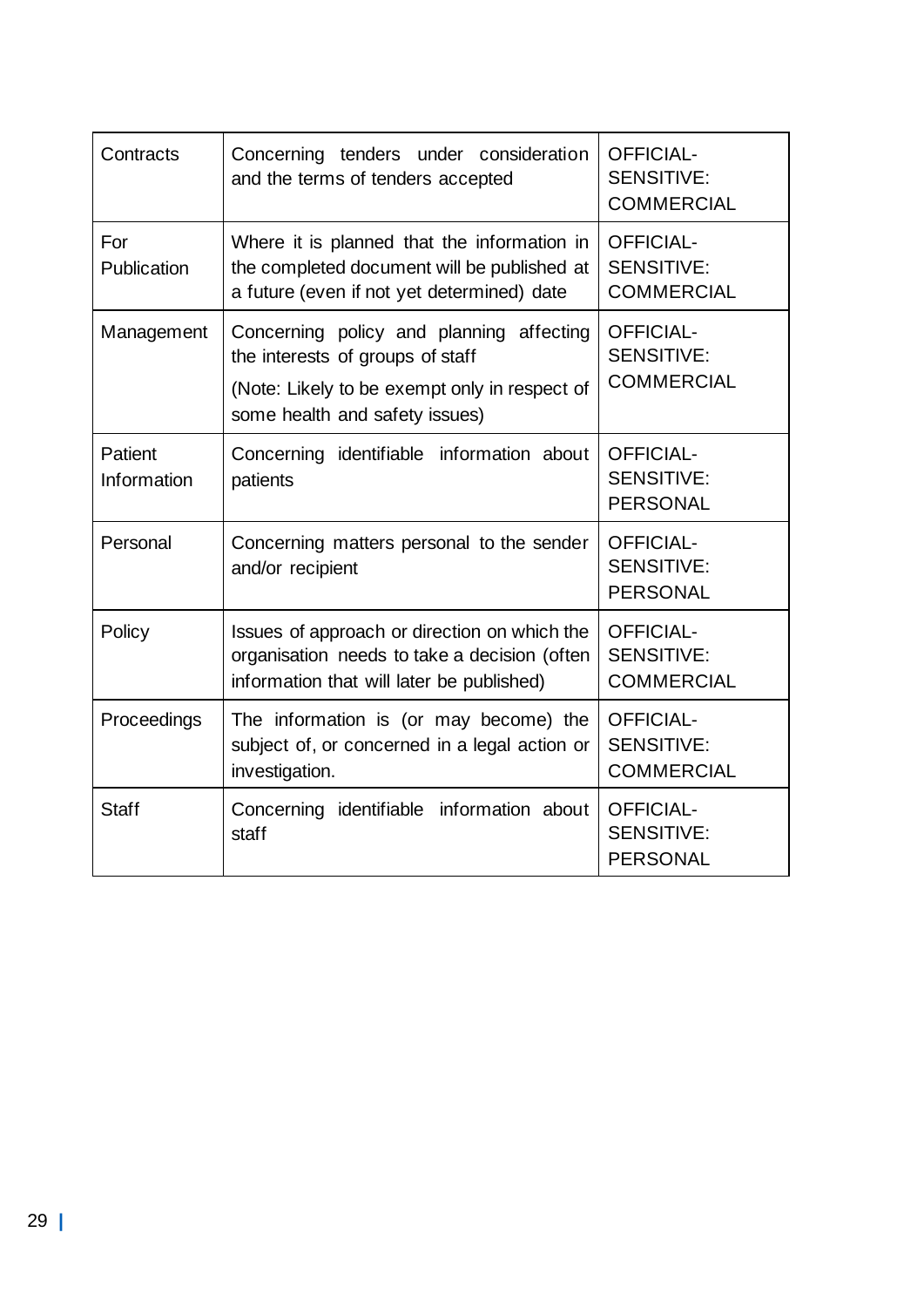| Contracts | Concerning tenders under consideration and the terms of tenders accepted | OFFICIAL-SENSITIVE: COMMERCIAL |
|---|---|---|
| For Publication | Where it is planned that the information in the completed document will be published at a future (even if not yet determined) date | OFFICIAL-SENSITIVE: COMMERCIAL |
| Management | Concerning policy and planning affecting the interests of groups of staff<br>(Note: Likely to be exempt only in respect of some health and safety issues) | OFFICIAL-SENSITIVE: COMMERCIAL |
| Patient Information | Concerning identifiable information about patients | OFFICIAL-SENSITIVE: PERSONAL |
| Personal | Concerning matters personal to the sender and/or recipient | OFFICIAL-SENSITIVE: PERSONAL |
| Policy | Issues of approach or direction on which the organisation needs to take a decision (often information that will later be published) | OFFICIAL-SENSITIVE: COMMERCIAL |
| Proceedings | The information is (or may become) the subject of, or concerned in a legal action or investigation. | OFFICIAL-SENSITIVE: COMMERCIAL |
| Staff | Concerning identifiable information about staff | OFFICIAL-SENSITIVE: PERSONAL |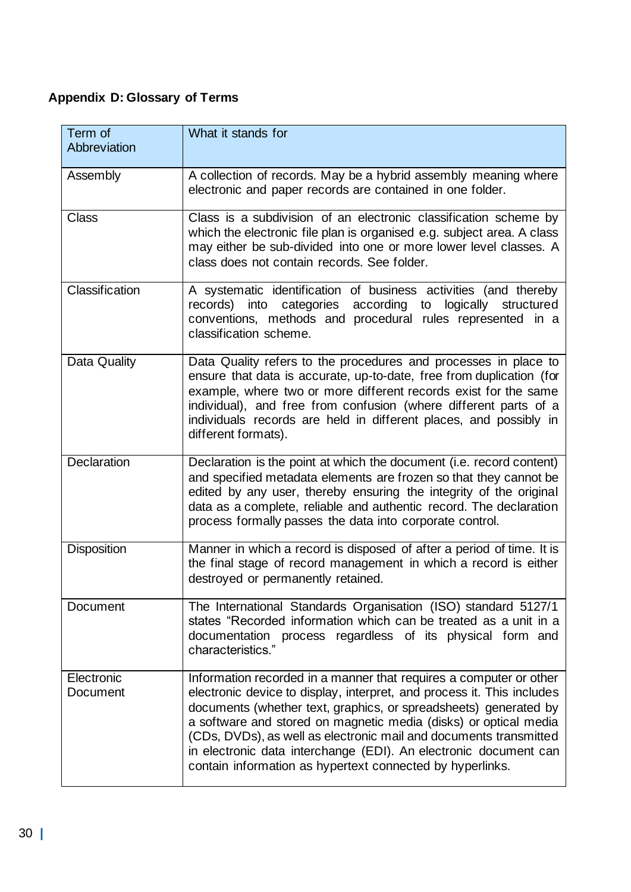**Appendix D: Glossary of Terms**

| Term of Abbreviation | What it stands for |
|---|---|
| Assembly | A collection of records. May be a hybrid assembly meaning where electronic and paper records are contained in one folder. |
| Class | Class is a subdivision of an electronic classification scheme by which the electronic file plan is organised e.g. subject area. A class may either be sub-divided into one or more lower level classes. A class does not contain records. See folder. |
| Classification | A systematic identification of business activities (and thereby records) into categories according to logically structured conventions, methods and procedural rules represented in a classification scheme. |
| Data Quality | Data Quality refers to the procedures and processes in place to ensure that data is accurate, up-to-date, free from duplication (for example, where two or more different records exist for the same individual), and free from confusion (where different parts of a individuals records are held in different places, and possibly in different formats). |
| Declaration | Declaration is the point at which the document (i.e. record content) and specified metadata elements are frozen so that they cannot be edited by any user, thereby ensuring the integrity of the original data as a complete, reliable and authentic record. The declaration process formally passes the data into corporate control. |
| Disposition | Manner in which a record is disposed of after a period of time. It is the final stage of record management in which a record is either destroyed or permanently retained. |
| Document | The International Standards Organisation (ISO) standard 5127/1 states "Recorded information which can be treated as a unit in a documentation process regardless of its physical form and characteristics." |
| Electronic Document | Information recorded in a manner that requires a computer or other electronic device to display, interpret, and process it. This includes documents (whether text, graphics, or spreadsheets) generated by a software and stored on magnetic media (disks) or optical media (CDs, DVDs), as well as electronic mail and documents transmitted in electronic data interchange (EDI). An electronic document can contain information as hypertext connected by hyperlinks. |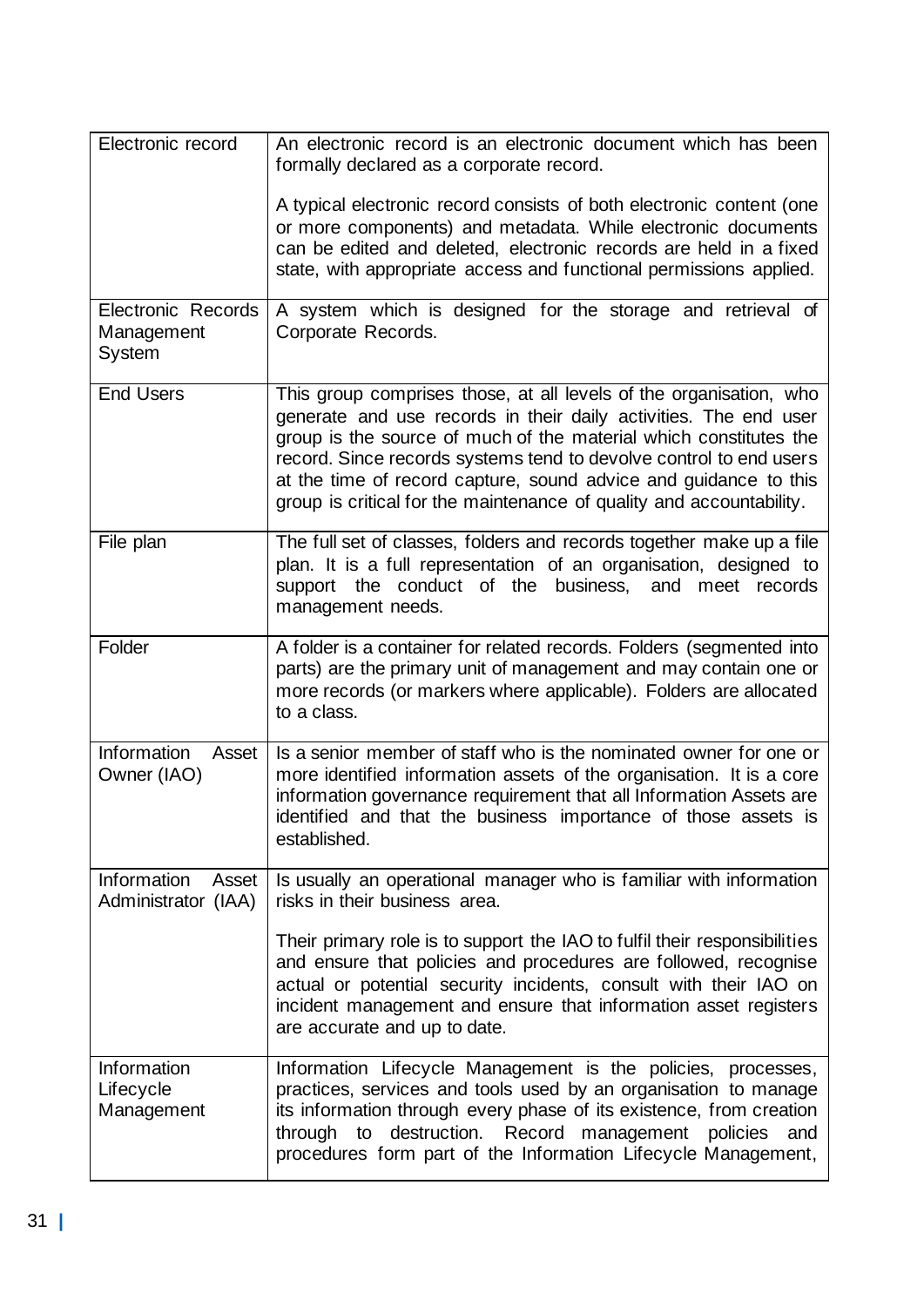| | |
|---|---|
| Electronic record | An electronic record is an electronic document which has been formally declared as a corporate record.<br><br>A typical electronic record consists of both electronic content (one or more components) and metadata. While electronic documents can be edited and deleted, electronic records are held in a fixed state, with appropriate access and functional permissions applied. |
| Electronic Records Management System | A system which is designed for the storage and retrieval of Corporate Records. |
| End Users | This group comprises those, at all levels of the organisation, who generate and use records in their daily activities. The end user group is the source of much of the material which constitutes the record. Since records systems tend to devolve control to end users at the time of record capture, sound advice and guidance to this group is critical for the maintenance of quality and accountability. |
| File plan | The full set of classes, folders and records together make up a file plan. It is a full representation of an organisation, designed to support the conduct of the business, and meet records management needs. |
| Folder | A folder is a container for related records. Folders (segmented into parts) are the primary unit of management and may contain one or more records (or markers where applicable). Folders are allocated to a class. |
| Information Asset Owner (IAO) | Is a senior member of staff who is the nominated owner for one or more identified information assets of the organisation. It is a core information governance requirement that all Information Assets are identified and that the business importance of those assets is established. |
| Information Asset Administrator (IAA) | Is usually an operational manager who is familiar with information risks in their business area.<br><br>Their primary role is to support the IAO to fulfil their responsibilities and ensure that policies and procedures are followed, recognise actual or potential security incidents, consult with their IAO on incident management and ensure that information asset registers are accurate and up to date. |
| Information Lifecycle Management | Information Lifecycle Management is the policies, processes, practices, services and tools used by an organisation to manage its information through every phase of its existence, from creation through to destruction. Record management policies and procedures form part of the Information Lifecycle Management, |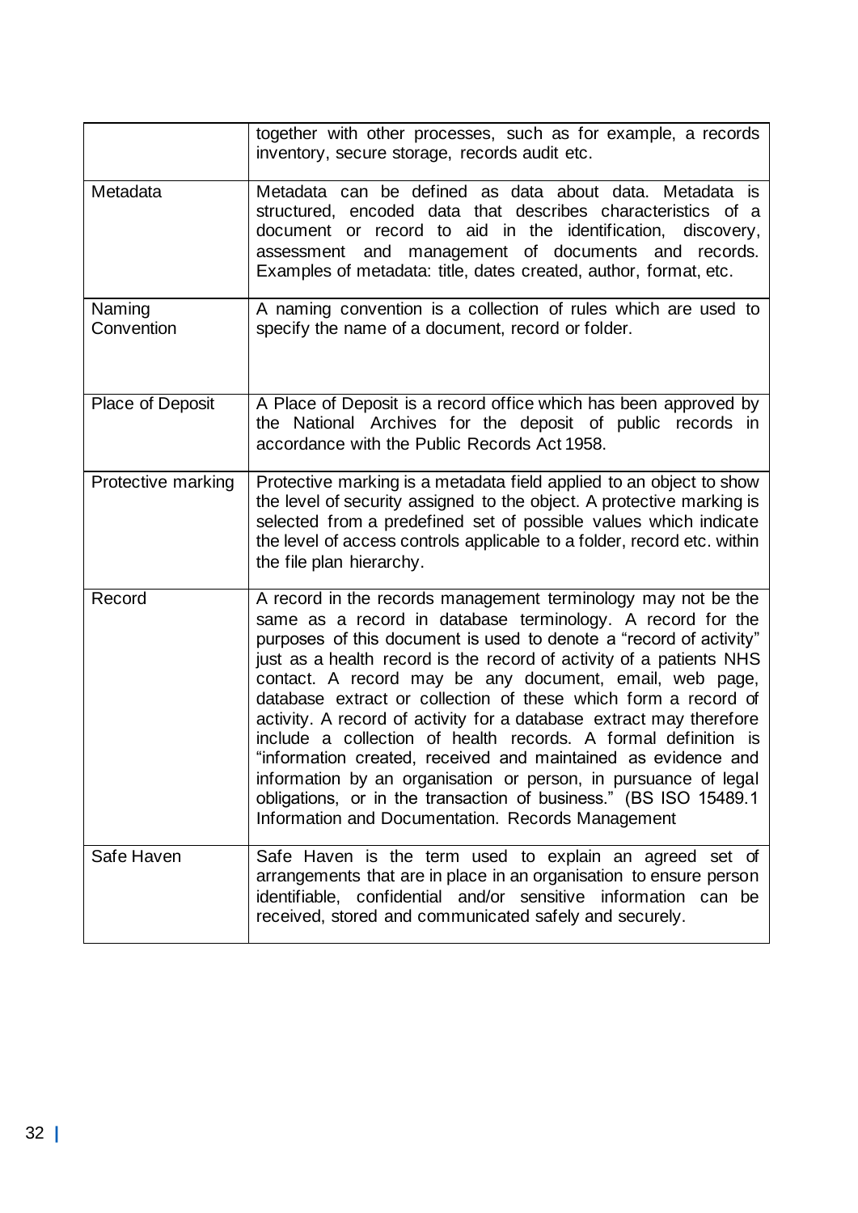| | |
|---|---|
| | together with other processes, such as for example, a records inventory, secure storage, records audit etc. |
| Metadata | Metadata can be defined as data about data. Metadata is structured, encoded data that describes characteristics of a document or record to aid in the identification, discovery, assessment and management of documents and records. Examples of metadata: title, dates created, author, format, etc. |
| Naming Convention | A naming convention is a collection of rules which are used to specify the name of a document, record or folder. |
| Place of Deposit | A Place of Deposit is a record office which has been approved by the National Archives for the deposit of public records in accordance with the Public Records Act 1958. |
| Protective marking | Protective marking is a metadata field applied to an object to show the level of security assigned to the object. A protective marking is selected from a predefined set of possible values which indicate the level of access controls applicable to a folder, record etc. within the file plan hierarchy. |
| Record | A record in the records management terminology may not be the same as a record in database terminology. A record for the purposes of this document is used to denote a "record of activity" just as a health record is the record of activity of a patients NHS contact. A record may be any document, email, web page, database extract or collection of these which form a record of activity. A record of activity for a database extract may therefore include a collection of health records. A formal definition is "information created, received and maintained as evidence and information by an organisation or person, in pursuance of legal obligations, or in the transaction of business." (BS ISO 15489.1 Information and Documentation. Records Management |
| Safe Haven | Safe Haven is the term used to explain an agreed set of arrangements that are in place in an organisation to ensure person identifiable, confidential and/or sensitive information can be received, stored and communicated safely and securely. |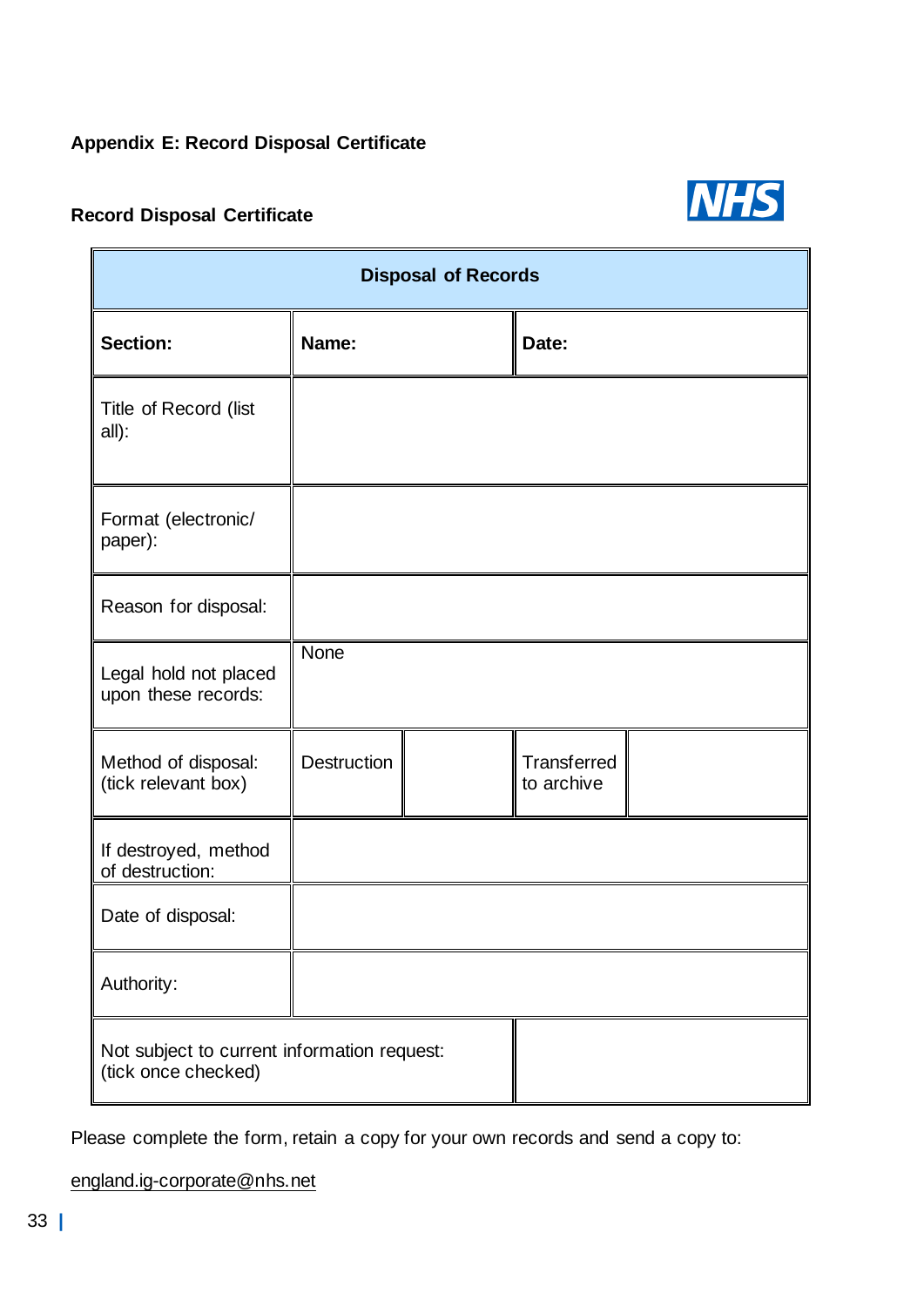## Appendix E: Record Disposal Certificate

### Record Disposal Certificate

| Disposal of Records | | | |
|---|---|---|---|
| **Section:** | **Name:** | **Date:** | |
| Title of Record (list all): | | | |
| Format (electronic/ paper): | | | |
| Reason for disposal: | | | |
| Legal hold not placed upon these records: | None | | |
| Method of disposal: (tick relevant box) | Destruction | | Transferred to archive | |
| If destroyed, method of destruction: | | | |
| Date of disposal: | | | |
| Authority: | | | |
| Not subject to current information request: (tick once checked) | | | |

Please complete the form, retain a copy for your own records and send a copy to:

england.ig-corporate@nhs.net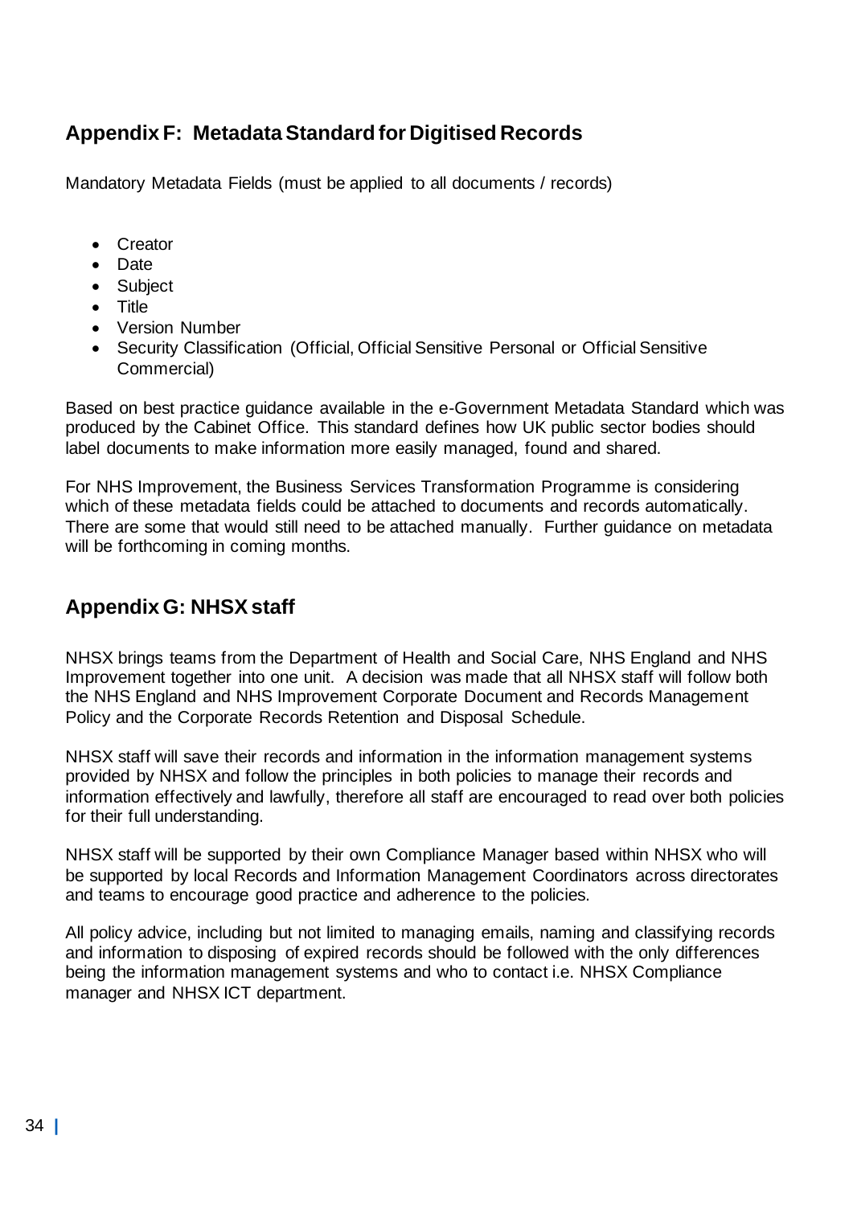## Appendix F: Metadata Standard for Digitised Records

Mandatory Metadata Fields (must be applied to all documents / records)

- Creator
- Date
- Subject
- Title
- Version Number
- Security Classification (Official, Official Sensitive Personal or Official Sensitive Commercial)

Based on best practice guidance available in the e-Government Metadata Standard which was produced by the Cabinet Office. This standard defines how UK public sector bodies should label documents to make information more easily managed, found and shared.

For NHS Improvement, the Business Services Transformation Programme is considering which of these metadata fields could be attached to documents and records automatically. There are some that would still need to be attached manually. Further guidance on metadata will be forthcoming in coming months.

## Appendix G: NHSX staff

NHSX brings teams from the Department of Health and Social Care, NHS England and NHS Improvement together into one unit. A decision was made that all NHSX staff will follow both the NHS England and NHS Improvement Corporate Document and Records Management Policy and the Corporate Records Retention and Disposal Schedule.

NHSX staff will save their records and information in the information management systems provided by NHSX and follow the principles in both policies to manage their records and information effectively and lawfully, therefore all staff are encouraged to read over both policies for their full understanding.

NHSX staff will be supported by their own Compliance Manager based within NHSX who will be supported by local Records and Information Management Coordinators across directorates and teams to encourage good practice and adherence to the policies.

All policy advice, including but not limited to managing emails, naming and classifying records and information to disposing of expired records should be followed with the only differences being the information management systems and who to contact i.e. NHSX Compliance manager and NHSX ICT department.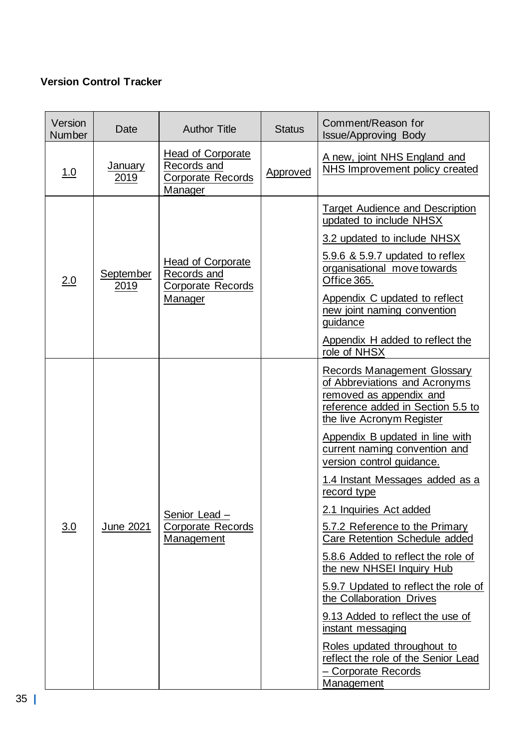**Version Control Tracker**

| Version Number | Date | Author Title | Status | Comment/Reason for Issue/Approving Body |
|---|---|---|---|---|
| 1.0 | January 2019 | Head of Corporate Records and Corporate Records Manager | Approved | A new, joint NHS England and NHS Improvement policy created |
| 2.0 | September 2019 | Head of Corporate Records and Corporate Records Manager | | Target Audience and Description updated to include NHSX<br><br>3.2 updated to include NHSX<br><br>5.9.6 & 5.9.7 updated to reflex organisational move towards Office 365.<br><br>Appendix C updated to reflect new joint naming convention guidance<br><br>Appendix H added to reflect the role of NHSX |
| 3.0 | June 2021 | Senior Lead – Corporate Records Management | | Records Management Glossary of Abbreviations and Acronyms removed as appendix and reference added in Section 5.5 to the live Acronym Register<br><br>Appendix B updated in line with current naming convention and version control guidance.<br><br>1.4 Instant Messages added as a record type<br><br>2.1 Inquiries Act added<br><br>5.7.2 Reference to the Primary Care Retention Schedule added<br><br>5.8.6 Added to reflect the role of the new NHSEI Inquiry Hub<br><br>5.9.7 Updated to reflect the role of the Collaboration Drives<br><br>9.13 Added to reflect the use of instant messaging<br><br>Roles updated throughout to reflect the role of the Senior Lead – Corporate Records Management |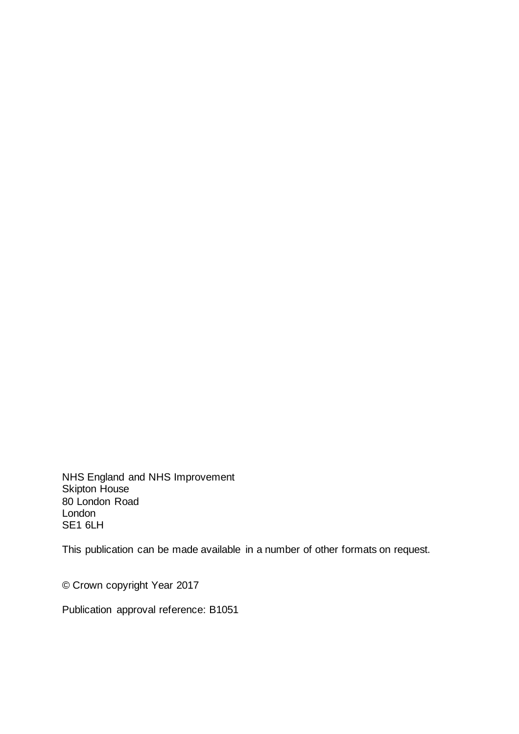NHS England and NHS Improvement
Skipton House
80 London Road
London
SE1 6LH

This publication can be made available in a number of other formats on request.

© Crown copyright Year 2017

Publication approval reference: B1051